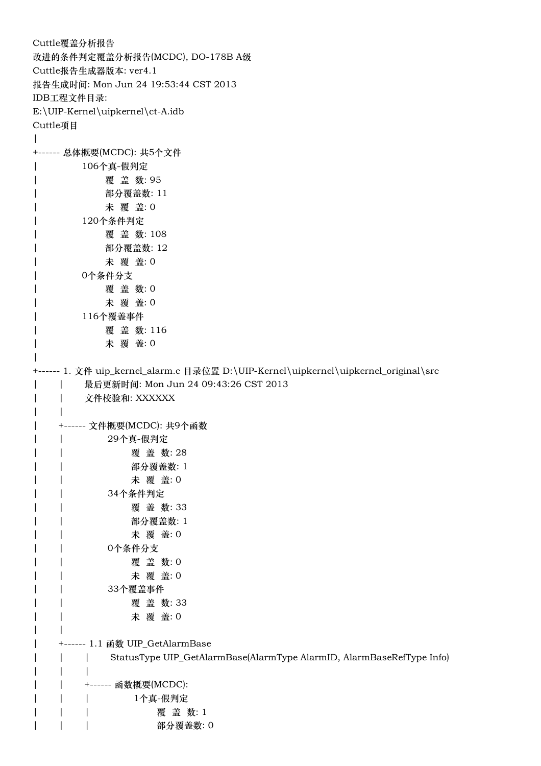Cuttle覆盖分析报告
改进的条件判定覆盖分析报告(MCDC), DO-178B A级
Cuttle报告生成器版本: ver4.1
报告生成时间: Mon Jun 24 19:53:44 CST 2013
IDB工程文件目录:
E:\UIP-Kernel\uipkernel\ct-A.idb
Cuttle项目

```
|
+------ 总体概要(MCDC): 共5个文件
|           106个真-假判定
|                 覆 盖 数: 95
|                 部分覆盖数: 11
|                 未 覆 盖: 0
|           120个条件判定
|                 覆 盖 数: 108
|                 部分覆盖数: 12
|                 未 覆 盖: 0
|           0个条件分支
|                 覆 盖 数: 0
|                 未 覆 盖: 0
|           116个覆盖事件
|                 覆 盖 数: 116
|                 未 覆 盖: 0
|
+------ 1. 文件 uip_kernel_alarm.c 目录位置 D:\UIP-Kernel\uipkernel\uipkernel_original\src
|      |      最后更新时间: Mon Jun 24 09:43:26 CST 2013
|      |      文件校验和: XXXXXX
|      |
|      +------ 文件概要(MCDC): 共9个函数
|      |           29个真-假判定
|      |                 覆 盖 数: 28
|      |                 部分覆盖数: 1
|      |                 未 覆 盖: 0
|      |           34个条件判定
|      |                 覆 盖 数: 33
|      |                 部分覆盖数: 1
|      |                 未 覆 盖: 0
|      |           0个条件分支
|      |                 覆 盖 数: 0
|      |                 未 覆 盖: 0
|      |           33个覆盖事件
|      |                 覆 盖 数: 33
|      |                 未 覆 盖: 0
|      |
|      +------ 1.1 函数 UIP_GetAlarmBase
|      |      |      StatusType UIP_GetAlarmBase(AlarmType AlarmID, AlarmBaseRefType Info)
|      |      |
|      |      +------ 函数概要(MCDC):
|      |      |           1个真-假判定
|      |      |                 覆 盖 数: 1
|      |      |                 部分覆盖数: 0
```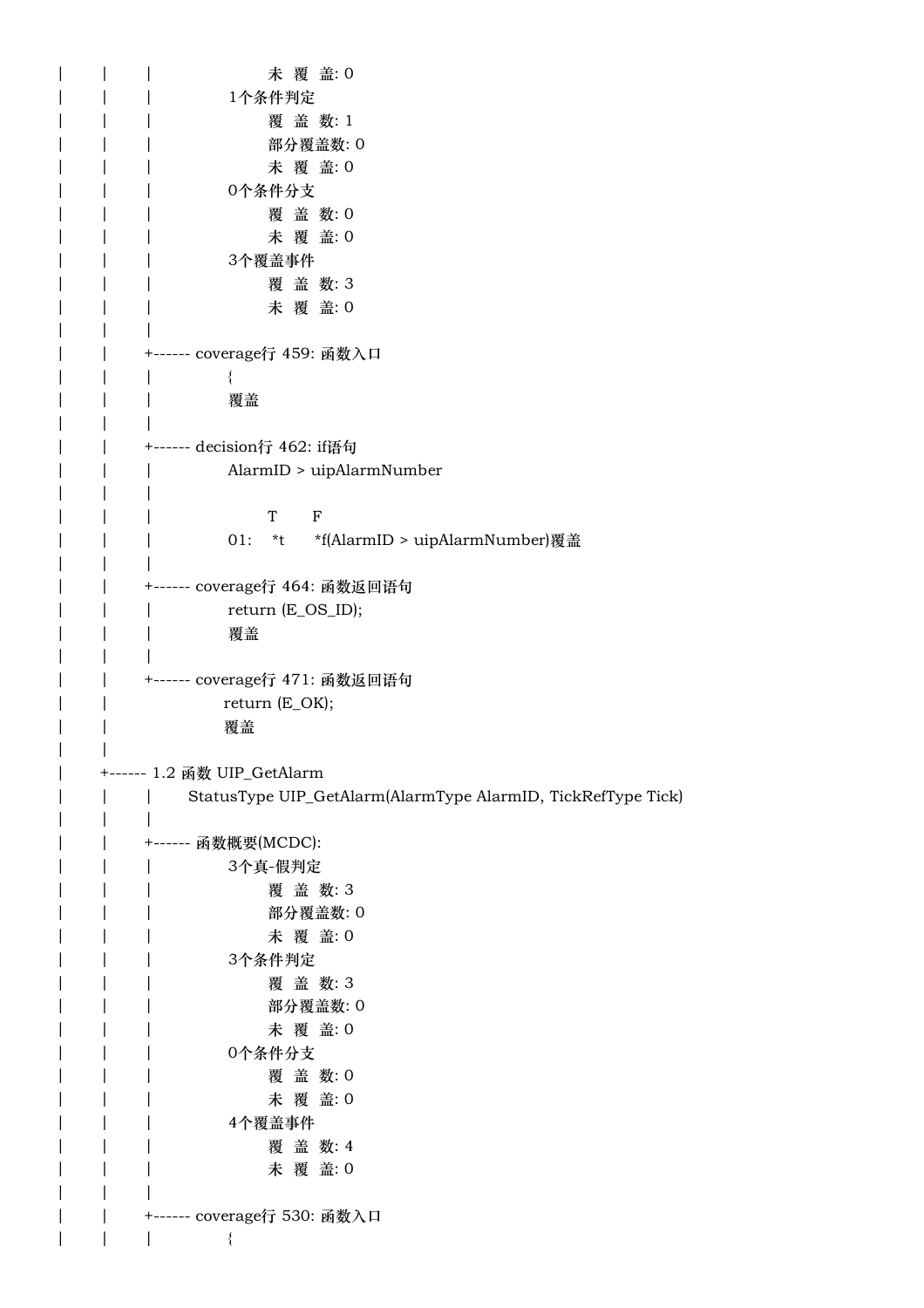```
|       |       |                   未  覆  盖: 0
|       |       |             1个条件判定
|       |       |                   覆  盖  数: 1
|       |       |                   部分覆盖数: 0
|       |       |                   未  覆  盖: 0
|       |       |             0个条件分支
|       |       |                   覆  盖  数: 0
|       |       |                   未  覆  盖: 0
|       |       |             3个覆盖事件
|       |       |                   覆  盖  数: 3
|       |       |                   未  覆  盖: 0
|       |       |
|       |       +------ coverage行 459: 函数入口
|       |       |             {
|       |       |             覆盖
|       |       |
|       |       +------ decision行 462: if语句
|       |       |             AlarmID > uipAlarmNumber
|       |       |
|       |       |                   T       F
|       |       |             01:    *t      *f(AlarmID > uipAlarmNumber)覆盖
|       |       |
|       |       +------ coverage行 464: 函数返回语句
|       |       |             return (E_OS_ID);
|       |       |             覆盖
|       |       |
|       |       +------ coverage行 471: 函数返回语句
|       |                    return (E_OK);
|       |                    覆盖
|       |
|       +------ 1.2 函数 UIP_GetAlarm
|       |       |       StatusType UIP_GetAlarm(AlarmType AlarmID, TickRefType Tick)
|       |       |
|       |       +------ 函数概要(MCDC):
|       |       |             3个真-假判定
|       |       |                   覆  盖  数: 3
|       |       |                   部分覆盖数: 0
|       |       |                   未  覆  盖: 0
|       |       |             3个条件判定
|       |       |                   覆  盖  数: 3
|       |       |                   部分覆盖数: 0
|       |       |                   未  覆  盖: 0
|       |       |             0个条件分支
|       |       |                   覆  盖  数: 0
|       |       |                   未  覆  盖: 0
|       |       |             4个覆盖事件
|       |       |                   覆  盖  数: 4
|       |       |                   未  覆  盖: 0
|       |       |
|       |       +------ coverage行 530: 函数入口
|       |       |             {
```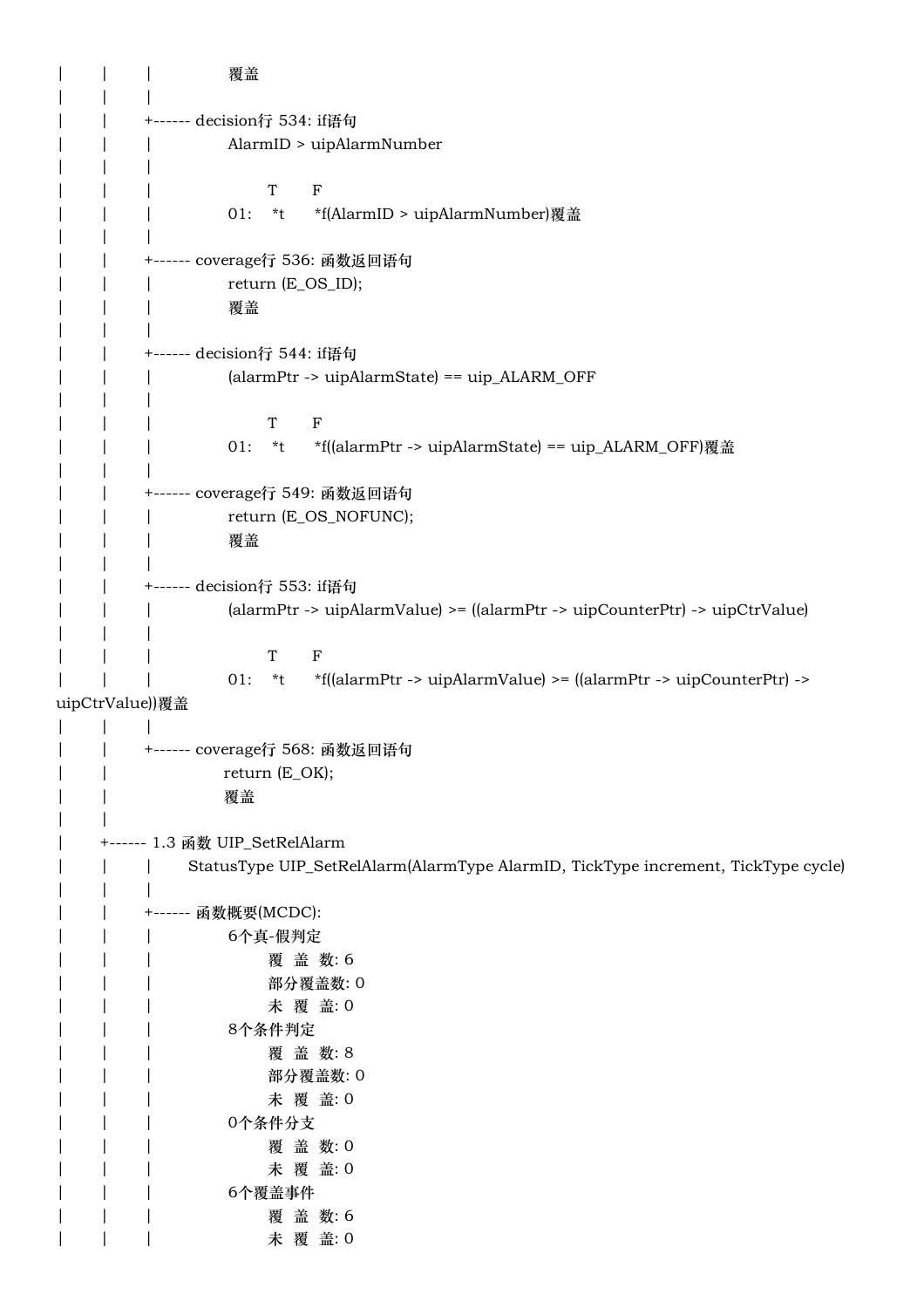```
|       |       |               覆盖
|       |       |
|       |       +------ decision行 534: if语句
|       |       |               AlarmID > uipAlarmNumber
|       |       |
|       |       |                       T       F
|       |       |               01:    *t      *f(AlarmID > uipAlarmNumber)覆盖
|       |       |
|       |       +------ coverage行 536: 函数返回语句
|       |       |               return (E_OS_ID);
|       |       |               覆盖
|       |       |
|       |       +------ decision行 544: if语句
|       |       |               (alarmPtr -> uipAlarmState) == uip_ALARM_OFF
|       |       |
|       |       |                       T       F
|       |       |               01:    *t      *f((alarmPtr -> uipAlarmState) == uip_ALARM_OFF)覆盖
|       |       |
|       |       +------ coverage行 549: 函数返回语句
|       |       |               return (E_OS_NOFUNC);
|       |       |               覆盖
|       |       |
|       |       +------ decision行 553: if语句
|       |       |               (alarmPtr -> uipAlarmValue) >= ((alarmPtr -> uipCounterPtr) -> uipCtrValue)
|       |       |
|       |       |                       T       F
|       |       |               01:    *t      *f((alarmPtr -> uipAlarmValue) >= ((alarmPtr -> uipCounterPtr) ->
uipCtrValue))覆盖
|       |       |
|       |       +------ coverage行 568: 函数返回语句
|       |                       return (E_OK);
|       |                       覆盖
|       |
|       +------ 1.3 函数 UIP_SetRelAlarm
|       |       |       StatusType UIP_SetRelAlarm(AlarmType AlarmID, TickType increment, TickType cycle)
|       |       |
|       |       +------ 函数概要(MCDC):
|       |       |               6个真-假判定
|       |       |                       覆 盖 数: 6
|       |       |                       部分覆盖数: 0
|       |       |                       未 覆 盖: 0
|       |       |               8个条件判定
|       |       |                       覆 盖 数: 8
|       |       |                       部分覆盖数: 0
|       |       |                       未 覆 盖: 0
|       |       |               0个条件分支
|       |       |                       覆 盖 数: 0
|       |       |                       未 覆 盖: 0
|       |       |               6个覆盖事件
|       |       |                       覆 盖 数: 6
|       |       |                       未 覆 盖: 0
```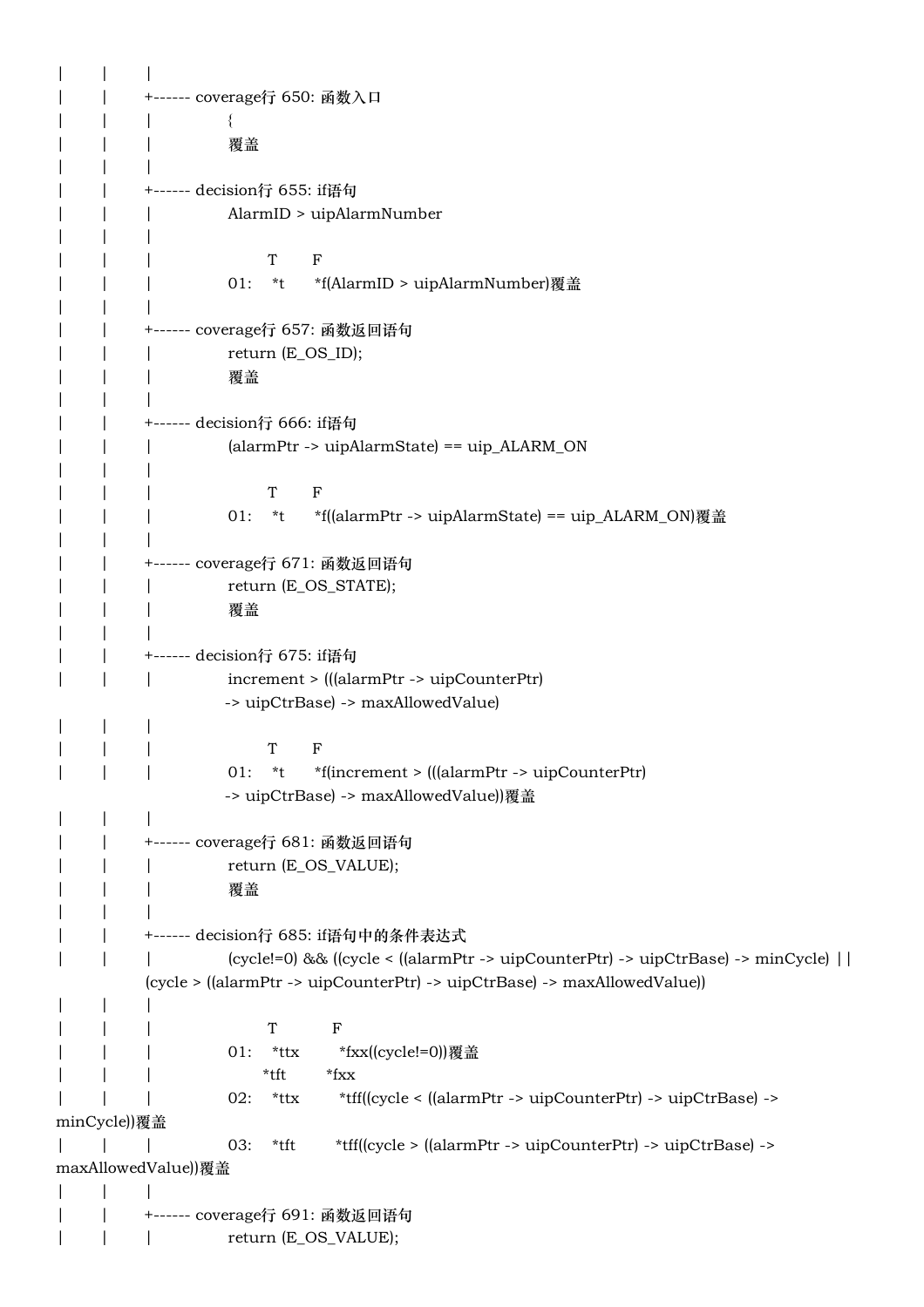```
|       |       |
|       |       +------ coverage行 650: 函数入口
|       |       |               {
|       |       |               覆盖
|       |       |
|       |       +------ decision行 655: if语句
|       |       |               AlarmID > uipAlarmNumber
|       |       |
|       |       |                       T       F
|       |       |               01:    *t      *f(AlarmID > uipAlarmNumber)覆盖
|       |       |
|       |       +------ coverage行 657: 函数返回语句
|       |       |               return (E_OS_ID);
|       |       |               覆盖
|       |       |
|       |       +------ decision行 666: if语句
|       |       |               (alarmPtr -> uipAlarmState) == uip_ALARM_ON
|       |       |
|       |       |                       T       F
|       |       |               01:    *t      *f((alarmPtr -> uipAlarmState) == uip_ALARM_ON)覆盖
|       |       |
|       |       +------ coverage行 671: 函数返回语句
|       |       |               return (E_OS_STATE);
|       |       |               覆盖
|       |       |
|       |       +------ decision行 675: if语句
|       |       |               increment > (((alarmPtr -> uipCounterPtr)
                                -> uipCtrBase) -> maxAllowedValue)
|       |       |
|       |       |                       T       F
|       |       |               01:    *t      *f(increment > (((alarmPtr -> uipCounterPtr)
                                -> uipCtrBase) -> maxAllowedValue))覆盖
|       |       |
|       |       +------ coverage行 681: 函数返回语句
|       |       |               return (E_OS_VALUE);
|       |       |               覆盖
|       |       |
|       |       +------ decision行 685: if语句中的条件表达式
|       |       |               (cycle!=0) && ((cycle < ((alarmPtr -> uipCounterPtr) -> uipCtrBase) -> minCycle) ||
                (cycle > ((alarmPtr -> uipCounterPtr) -> uipCtrBase) -> maxAllowedValue))
|       |       |
|       |       |                       T           F
|       |       |               01:    *ttx        *fxx((cycle!=0))覆盖
|       |       |                      *tft        *fxx
|       |       |               02:    *ttx        *tff((cycle < ((alarmPtr -> uipCounterPtr) -> uipCtrBase) ->
minCycle))覆盖
|       |       |               03:    *tft        *tff((cycle > ((alarmPtr -> uipCounterPtr) -> uipCtrBase) ->
maxAllowedValue))覆盖
|       |       |
|       |       +------ coverage行 691: 函数返回语句
|       |       |               return (E_OS_VALUE);
```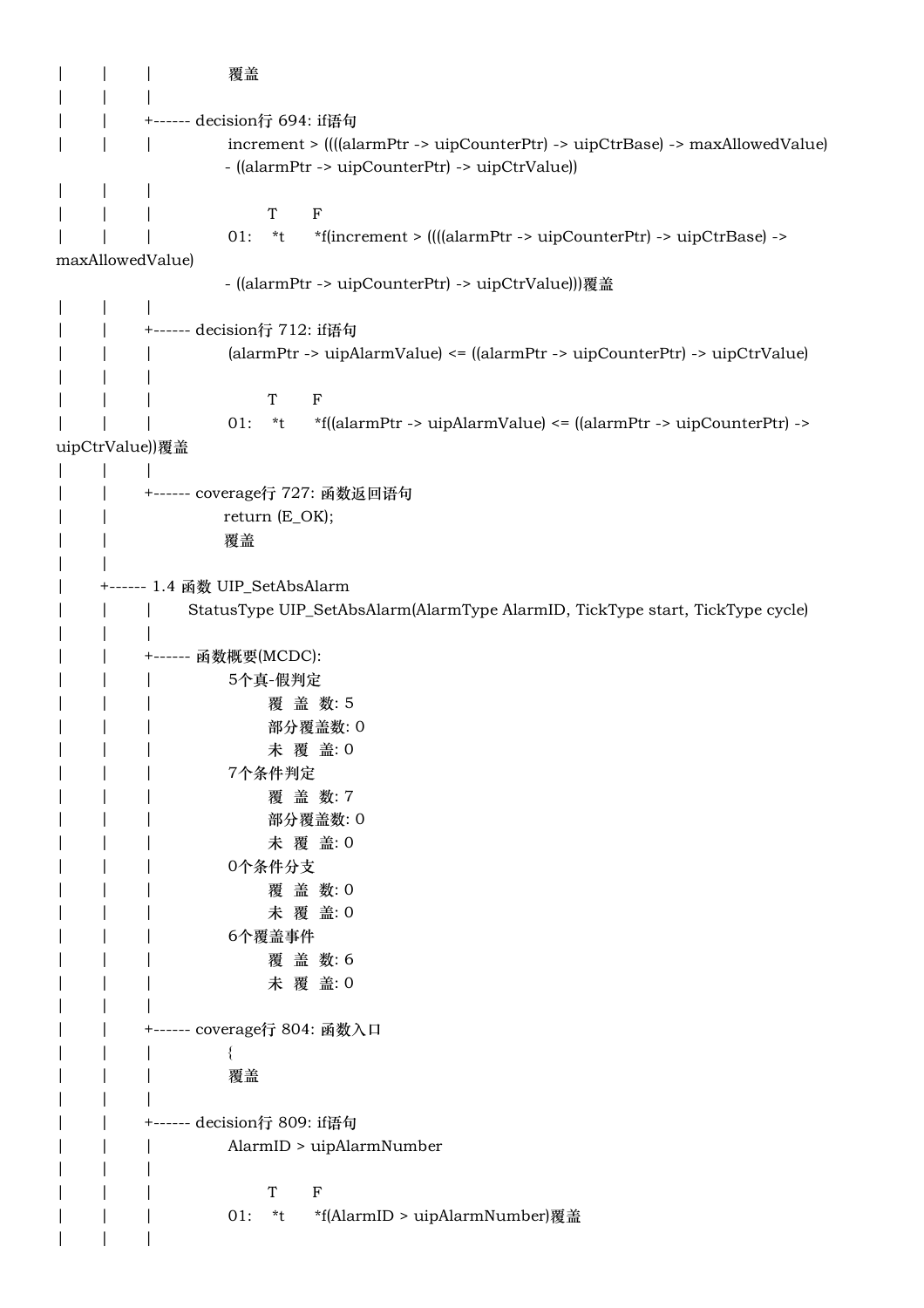```
|       |       |               覆盖
|       |       |
|       |       +------ decision行 694: if语句
|       |       |               increment > ((((alarmPtr -> uipCounterPtr) -> uipCtrBase) -> maxAllowedValue)
                                - ((alarmPtr -> uipCounterPtr) -> uipCtrValue))
|       |       |
|       |       |                       T       F
|       |       |               01:     *t      *f(increment > ((((alarmPtr -> uipCounterPtr) -> uipCtrBase) ->
maxAllowedValue)
                                - ((alarmPtr -> uipCounterPtr) -> uipCtrValue)))覆盖
|       |       |
|       |       +------ decision行 712: if语句
|       |       |               (alarmPtr -> uipAlarmValue) <= ((alarmPtr -> uipCounterPtr) -> uipCtrValue)
|       |       |
|       |       |                       T       F
|       |       |               01:     *t      *f((alarmPtr -> uipAlarmValue) <= ((alarmPtr -> uipCounterPtr) ->
uipCtrValue))覆盖
|       |       |
|       |       +------ coverage行 727: 函数返回语句
|       |                       return (E_OK);
|       |                       覆盖
|       |
|       +------ 1.4 函数 UIP_SetAbsAlarm
|       |       |       StatusType UIP_SetAbsAlarm(AlarmType AlarmID, TickType start, TickType cycle)
|       |       |
|       |       +------ 函数概要(MCDC):
|       |       |               5个真-假判定
|       |       |                       覆 盖 数: 5
|       |       |                       部分覆盖数: 0
|       |       |                       未 覆 盖: 0
|       |       |               7个条件判定
|       |       |                       覆 盖 数: 7
|       |       |                       部分覆盖数: 0
|       |       |                       未 覆 盖: 0
|       |       |               0个条件分支
|       |       |                       覆 盖 数: 0
|       |       |                       未 覆 盖: 0
|       |       |               6个覆盖事件
|       |       |                       覆 盖 数: 6
|       |       |                       未 覆 盖: 0
|       |       |
|       |       +------ coverage行 804: 函数入口
|       |       |               {
|       |       |               覆盖
|       |       |
|       |       +------ decision行 809: if语句
|       |       |               AlarmID > uipAlarmNumber
|       |       |
|       |       |                       T       F
|       |       |               01:     *t      *f(AlarmID > uipAlarmNumber)覆盖
|       |       |
```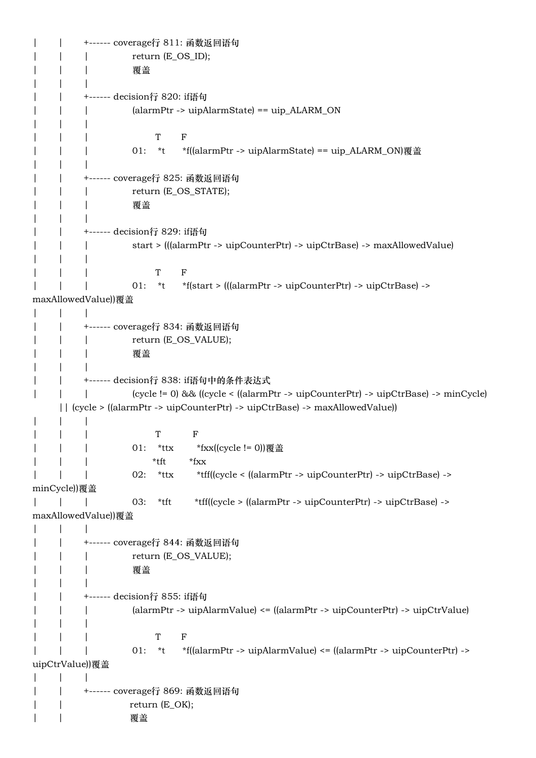```
|       |       +------ coverage行 811: 函数返回语句
|       |       |               return (E_OS_ID);
|       |       |               覆盖
|       |       |
|       |       +------ decision行 820: if语句
|       |       |               (alarmPtr -> uipAlarmState) == uip_ALARM_ON
|       |       |
|       |       |                       T       F
|       |       |               01:    *t      *f((alarmPtr -> uipAlarmState) == uip_ALARM_ON)覆盖
|       |       |
|       |       +------ coverage行 825: 函数返回语句
|       |       |               return (E_OS_STATE);
|       |       |               覆盖
|       |       |
|       |       +------ decision行 829: if语句
|       |       |               start > (((alarmPtr -> uipCounterPtr) -> uipCtrBase) -> maxAllowedValue)
|       |       |
|       |       |                       T       F
|       |       |               01:    *t      *f(start > (((alarmPtr -> uipCounterPtr) -> uipCtrBase) ->
maxAllowedValue))覆盖
|       |       |
|       |       +------ coverage行 834: 函数返回语句
|       |       |               return (E_OS_VALUE);
|       |       |               覆盖
|       |       |
|       |       +------ decision行 838: if语句中的条件表达式
|       |       |               (cycle != 0) && ((cycle < ((alarmPtr -> uipCounterPtr) -> uipCtrBase) -> minCycle)
        || (cycle > ((alarmPtr -> uipCounterPtr) -> uipCtrBase) -> maxAllowedValue))
|       |       |
|       |       |                       T           F
|       |       |               01:    *ttx        *fxx((cycle != 0))覆盖
|       |       |                      *tft        *fxx
|       |       |               02:    *ttx        *tff((cycle < ((alarmPtr -> uipCounterPtr) -> uipCtrBase) ->
minCycle))覆盖
|       |       |               03:    *tft        *tff((cycle > ((alarmPtr -> uipCounterPtr) -> uipCtrBase) ->
maxAllowedValue))覆盖
|       |       |
|       |       +------ coverage行 844: 函数返回语句
|       |       |               return (E_OS_VALUE);
|       |       |               覆盖
|       |       |
|       |       +------ decision行 855: if语句
|       |       |               (alarmPtr -> uipAlarmValue) <= ((alarmPtr -> uipCounterPtr) -> uipCtrValue)
|       |       |
|       |       |                       T       F
|       |       |               01:    *t      *f((alarmPtr -> uipAlarmValue) <= ((alarmPtr -> uipCounterPtr) ->
uipCtrValue))覆盖
|       |       |
|       |       +------ coverage行 869: 函数返回语句
|       |                       return (E_OK);
|       |                       覆盖
```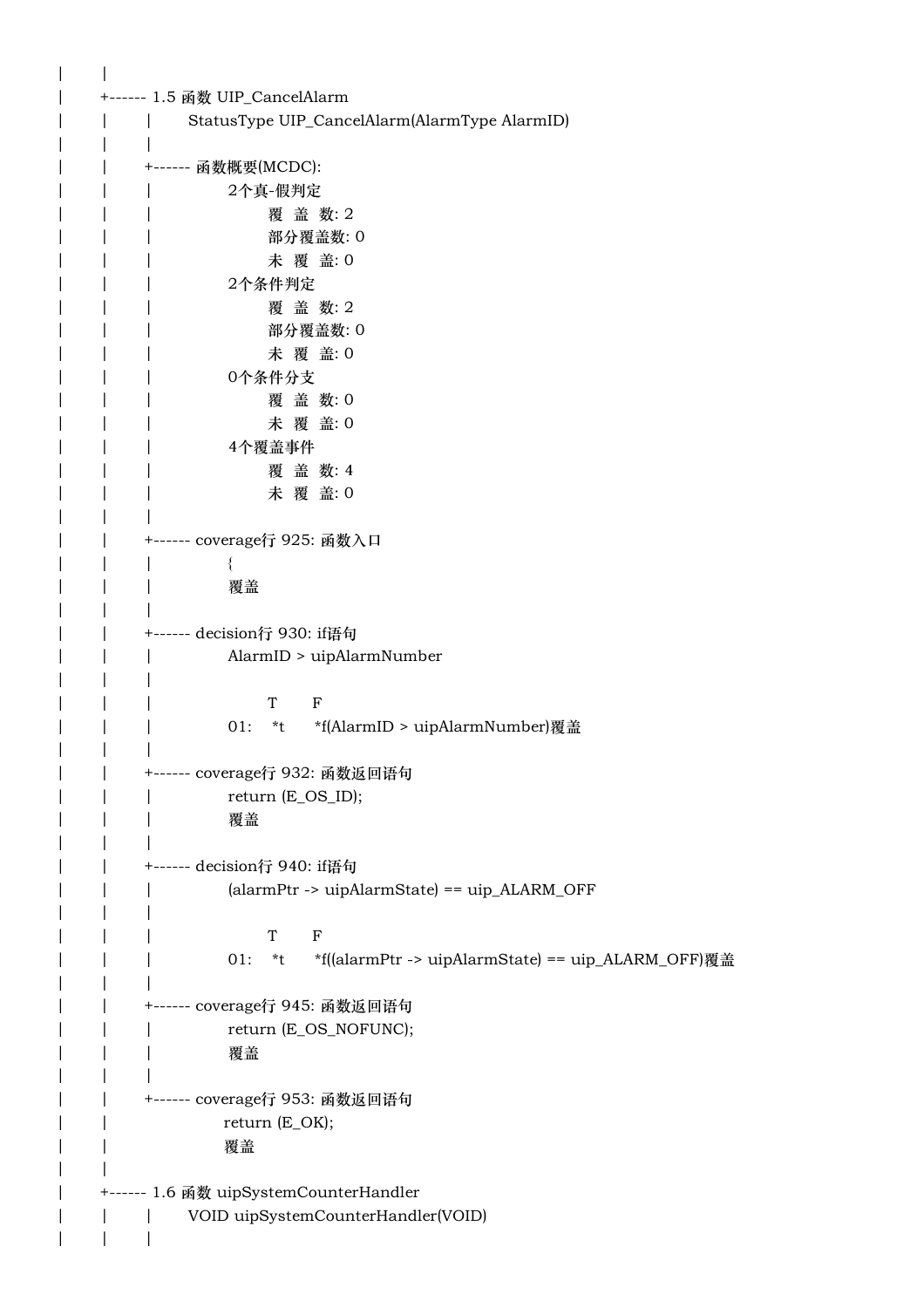```
|       |
|       +------ 1.5 函数 UIP_CancelAlarm
|       |       |       StatusType UIP_CancelAlarm(AlarmType AlarmID)
|       |       |
|       |       +------ 函数概要(MCDC):
|       |       |               2个真-假判定
|       |       |                       覆  盖  数: 2
|       |       |                       部分覆盖数: 0
|       |       |                       未  覆  盖: 0
|       |       |               2个条件判定
|       |       |                       覆  盖  数: 2
|       |       |                       部分覆盖数: 0
|       |       |                       未  覆  盖: 0
|       |       |               0个条件分支
|       |       |                       覆  盖  数: 0
|       |       |                       未  覆  盖: 0
|       |       |               4个覆盖事件
|       |       |                       覆  盖  数: 4
|       |       |                       未  覆  盖: 0
|       |       |
|       |       +------ coverage行 925: 函数入口
|       |       |               {
|       |       |               覆盖
|       |       |
|       |       +------ decision行 930: if语句
|       |       |               AlarmID > uipAlarmNumber
|       |       |
|       |       |                       T       F
|       |       |               01:    *t      *f(AlarmID > uipAlarmNumber)覆盖
|       |       |
|       |       +------ coverage行 932: 函数返回语句
|       |       |               return (E_OS_ID);
|       |       |               覆盖
|       |       |
|       |       +------ decision行 940: if语句
|       |       |               (alarmPtr -> uipAlarmState) == uip_ALARM_OFF
|       |       |
|       |       |                       T       F
|       |       |               01:    *t      *f((alarmPtr -> uipAlarmState) == uip_ALARM_OFF)覆盖
|       |       |
|       |       +------ coverage行 945: 函数返回语句
|       |       |               return (E_OS_NOFUNC);
|       |       |               覆盖
|       |       |
|       |       +------ coverage行 953: 函数返回语句
|       |                       return (E_OK);
|       |                       覆盖
|       |
|       +------ 1.6 函数 uipSystemCounterHandler
|       |       |       VOID uipSystemCounterHandler(VOID)
|       |       |
```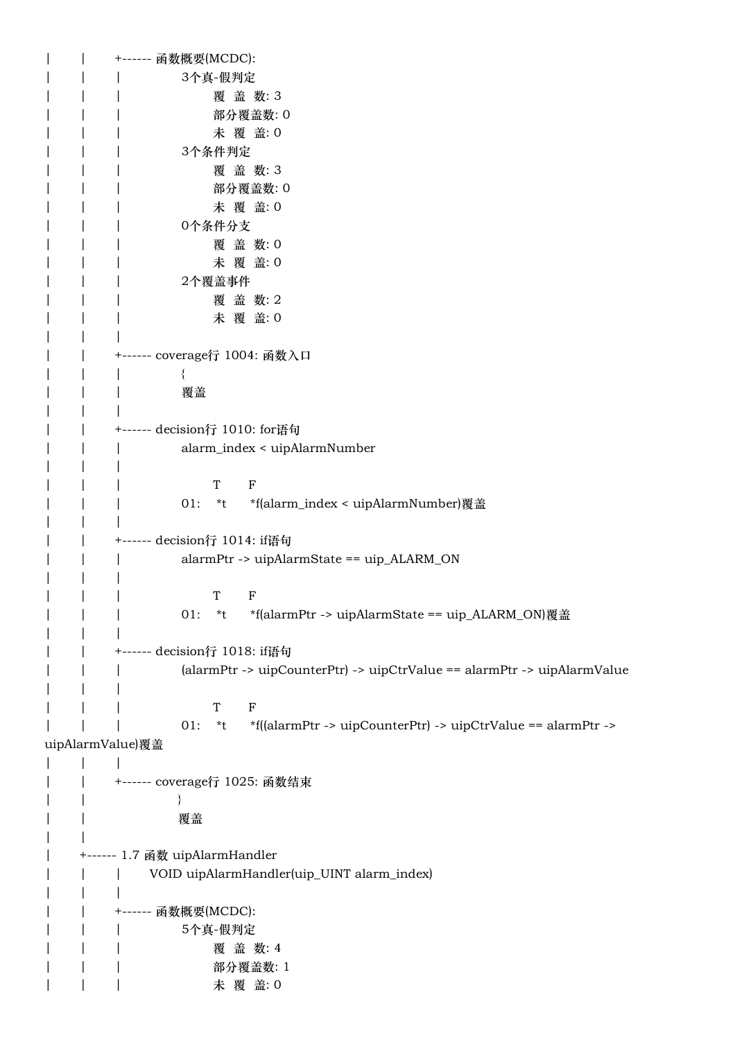```
|       |       +------ 函数概要(MCDC):
|       |       |               3个真-假判定
|       |       |                       覆  盖  数: 3
|       |       |                       部分覆盖数: 0
|       |       |                       未  覆  盖: 0
|       |       |               3个条件判定
|       |       |                       覆  盖  数: 3
|       |       |                       部分覆盖数: 0
|       |       |                       未  覆  盖: 0
|       |       |               0个条件分支
|       |       |                       覆  盖  数: 0
|       |       |                       未  覆  盖: 0
|       |       |               2个覆盖事件
|       |       |                       覆  盖  数: 2
|       |       |                       未  覆  盖: 0
|       |       |
|       |       +------ coverage行 1004: 函数入口
|       |       |               {
|       |       |               覆盖
|       |       |
|       |       +------ decision行 1010: for语句
|       |       |               alarm_index < uipAlarmNumber
|       |       |
|       |       |                       T       F
|       |       |               01:    *t      *f(alarm_index < uipAlarmNumber)覆盖
|       |       |
|       |       +------ decision行 1014: if语句
|       |       |               alarmPtr -> uipAlarmState == uip_ALARM_ON
|       |       |
|       |       |                       T       F
|       |       |               01:    *t      *f(alarmPtr -> uipAlarmState == uip_ALARM_ON)覆盖
|       |       |
|       |       +------ decision行 1018: if语句
|       |       |               (alarmPtr -> uipCounterPtr) -> uipCtrValue == alarmPtr -> uipAlarmValue
|       |       |
|       |       |                       T       F
|       |       |               01:    *t      *f((alarmPtr -> uipCounterPtr) -> uipCtrValue == alarmPtr ->
uipAlarmValue)覆盖
|       |       |
|       |       +------ coverage行 1025: 函数结束
|       |                       }
|       |                       覆盖
|       |
|       +------ 1.7 函数 uipAlarmHandler
|       |       |       VOID uipAlarmHandler(uip_UINT alarm_index)
|       |       |
|       |       +------ 函数概要(MCDC):
|       |       |               5个真-假判定
|       |       |                       覆  盖  数: 4
|       |       |                       部分覆盖数: 1
|       |       |                       未  覆  盖: 0
```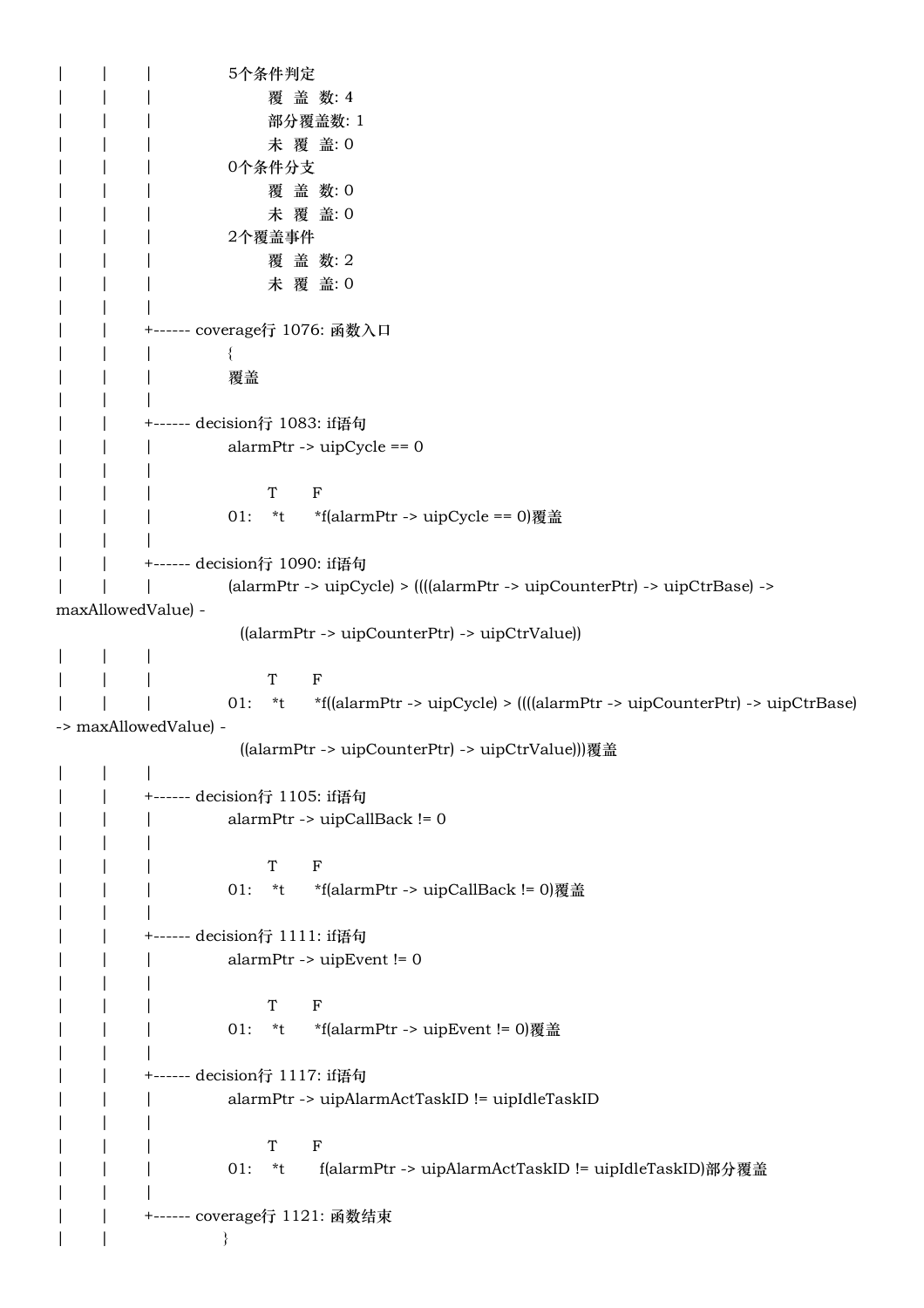```
|       |       |               5个条件判定
|       |       |                       覆 盖 数: 4
|       |       |                       部分覆盖数: 1
|       |       |                       未 覆 盖: 0
|       |       |               0个条件分支
|       |       |                       覆 盖 数: 0
|       |       |                       未 覆 盖: 0
|       |       |               2个覆盖事件
|       |       |                       覆 盖 数: 2
|       |       |                       未 覆 盖: 0
|       |       |
|       |       +------ coverage行 1076: 函数入口
|       |       |               {
|       |       |               覆盖
|       |       |
|       |       +------ decision行 1083: if语句
|       |       |               alarmPtr -> uipCycle == 0
|       |       |
|       |       |                       T       F
|       |       |               01:    *t      *f(alarmPtr -> uipCycle == 0)覆盖
|       |       |
|       |       +------ decision行 1090: if语句
|       |       |               (alarmPtr -> uipCycle) > ((((alarmPtr -> uipCounterPtr) -> uipCtrBase) ->
maxAllowedValue) -
                                  ((alarmPtr -> uipCounterPtr) -> uipCtrValue))
|       |       |
|       |       |                       T       F
|       |       |               01:    *t      *f((alarmPtr -> uipCycle) > ((((alarmPtr -> uipCounterPtr) -> uipCtrBase)
-> maxAllowedValue) -
                                  ((alarmPtr -> uipCounterPtr) -> uipCtrValue)))覆盖
|       |       |
|       |       +------ decision行 1105: if语句
|       |       |               alarmPtr -> uipCallBack != 0
|       |       |
|       |       |                       T       F
|       |       |               01:    *t      *f(alarmPtr -> uipCallBack != 0)覆盖
|       |       |
|       |       +------ decision行 1111: if语句
|       |       |               alarmPtr -> uipEvent != 0
|       |       |
|       |       |                       T       F
|       |       |               01:    *t      *f(alarmPtr -> uipEvent != 0)覆盖
|       |       |
|       |       +------ decision行 1117: if语句
|       |       |               alarmPtr -> uipAlarmActTaskID != uipIdleTaskID
|       |       |
|       |       |                       T       F
|       |       |               01:    *t       f(alarmPtr -> uipAlarmActTaskID != uipIdleTaskID)部分覆盖
|       |       |
|       |       +------ coverage行 1121: 函数结束
|       |                       }
```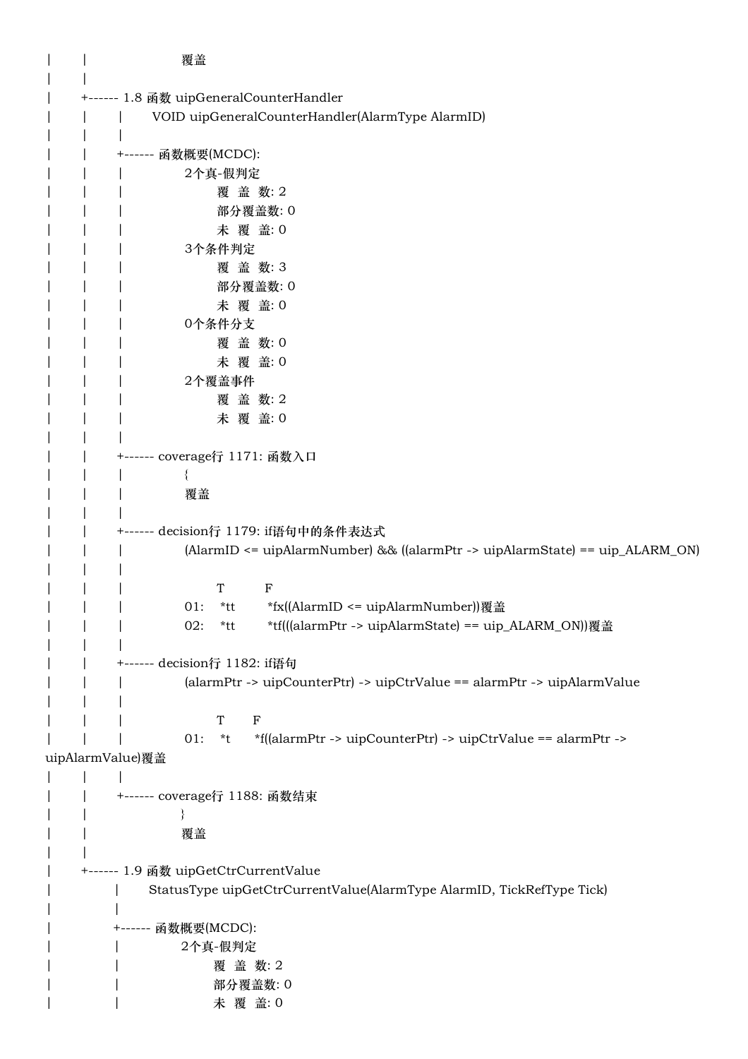```
|       |                   覆盖
|       |
|       +------ 1.8 函数 uipGeneralCounterHandler
|       |       |       VOID uipGeneralCounterHandler(AlarmType AlarmID)
|       |       |
|       |       +------ 函数概要(MCDC):
|       |       |               2个真-假判定
|       |       |                       覆 盖 数: 2
|       |       |                       部分覆盖数: 0
|       |       |                       未 覆 盖: 0
|       |       |               3个条件判定
|       |       |                       覆 盖 数: 3
|       |       |                       部分覆盖数: 0
|       |       |                       未 覆 盖: 0
|       |       |               0个条件分支
|       |       |                       覆 盖 数: 0
|       |       |                       未 覆 盖: 0
|       |       |               2个覆盖事件
|       |       |                       覆 盖 数: 2
|       |       |                       未 覆 盖: 0
|       |       |
|       |       +------ coverage行 1171: 函数入口
|       |       |               {
|       |       |               覆盖
|       |       |
|       |       +------ decision行 1179: if语句中的条件表达式
|       |       |               (AlarmID <= uipAlarmNumber) && ((alarmPtr -> uipAlarmState) == uip_ALARM_ON)
|       |       |
|       |       |                       T           F
|       |       |               01:    *tt         *fx((AlarmID <= uipAlarmNumber))覆盖
|       |       |               02:    *tt         *tf(((alarmPtr -> uipAlarmState) == uip_ALARM_ON))覆盖
|       |       |
|       |       +------ decision行 1182: if语句
|       |       |               (alarmPtr -> uipCounterPtr) -> uipCtrValue == alarmPtr -> uipAlarmValue
|       |       |
|       |       |                       T       F
|       |       |               01:    *t      *f((alarmPtr -> uipCounterPtr) -> uipCtrValue == alarmPtr ->
uipAlarmValue)覆盖
|       |       |
|       |       +------ coverage行 1188: 函数结束
|       |                       }
|       |                       覆盖
|       |
|       +------ 1.9 函数 uipGetCtrCurrentValue
|               |       StatusType uipGetCtrCurrentValue(AlarmType AlarmID, TickRefType Tick)
|               |
|               +------ 函数概要(MCDC):
|               |               2个真-假判定
|               |                       覆 盖 数: 2
|               |                       部分覆盖数: 0
|               |                       未 覆 盖: 0
```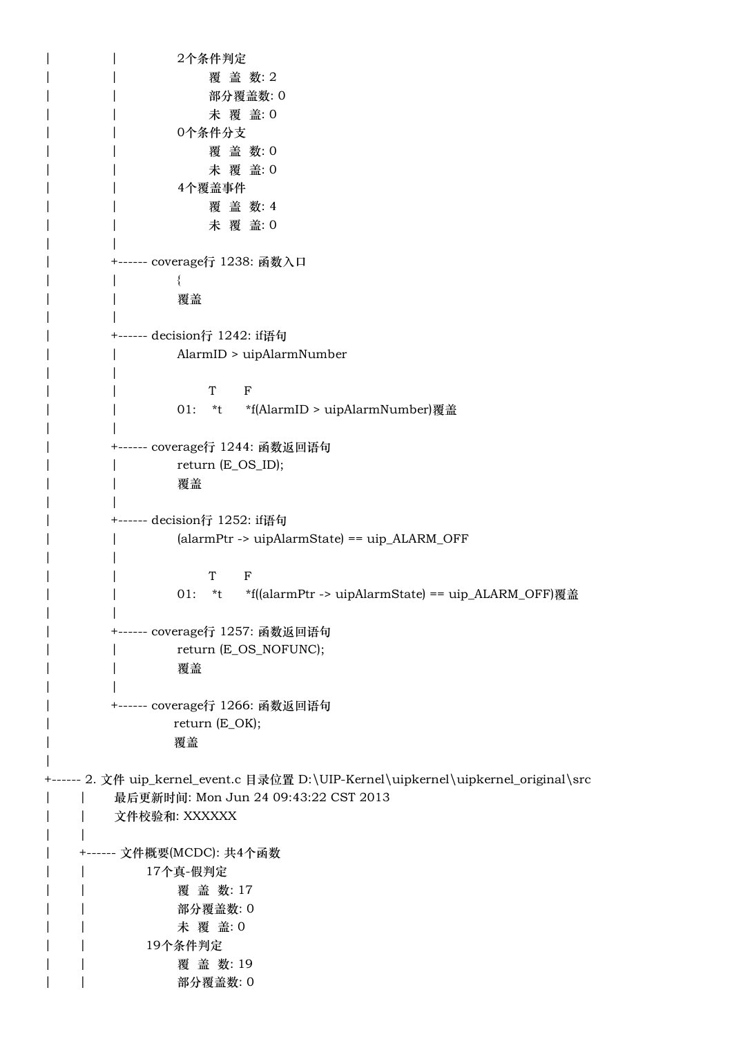```
|              |              2个条件判定
|              |                     覆 盖 数: 2
|              |                     部分覆盖数: 0
|              |                     未 覆 盖: 0
|              |              0个条件分支
|              |                     覆 盖 数: 0
|              |                     未 覆 盖: 0
|              |              4个覆盖事件
|              |                     覆 盖 数: 4
|              |                     未 覆 盖: 0
|              |
|              +------ coverage行 1238: 函数入口
|              |              {
|              |              覆盖
|              |
|              +------ decision行 1242: if语句
|              |              AlarmID > uipAlarmNumber
|              |
|              |                     T       F
|              |              01:    *t      *f(AlarmID > uipAlarmNumber)覆盖
|              |
|              +------ coverage行 1244: 函数返回语句
|              |              return (E_OS_ID);
|              |              覆盖
|              |
|              +------ decision行 1252: if语句
|              |              (alarmPtr -> uipAlarmState) == uip_ALARM_OFF
|              |
|              |                     T       F
|              |              01:    *t      *f((alarmPtr -> uipAlarmState) == uip_ALARM_OFF)覆盖
|              |
|              +------ coverage行 1257: 函数返回语句
|              |              return (E_OS_NOFUNC);
|              |              覆盖
|              |
|              +------ coverage行 1266: 函数返回语句
|                            return (E_OK);
|                            覆盖
|
+------ 2. 文件 uip_kernel_event.c 目录位置 D:\UIP-Kernel\uipkernel\uipkernel_original\src
|       |       最后更新时间: Mon Jun 24 09:43:22 CST 2013
|       |       文件校验和: XXXXXX
|       |
|       +------ 文件概要(MCDC): 共4个函数
|       |             17个真-假判定
|       |                     覆 盖 数: 17
|       |                     部分覆盖数: 0
|       |                     未 覆 盖: 0
|       |             19个条件判定
|       |                     覆 盖 数: 19
|       |                     部分覆盖数: 0
```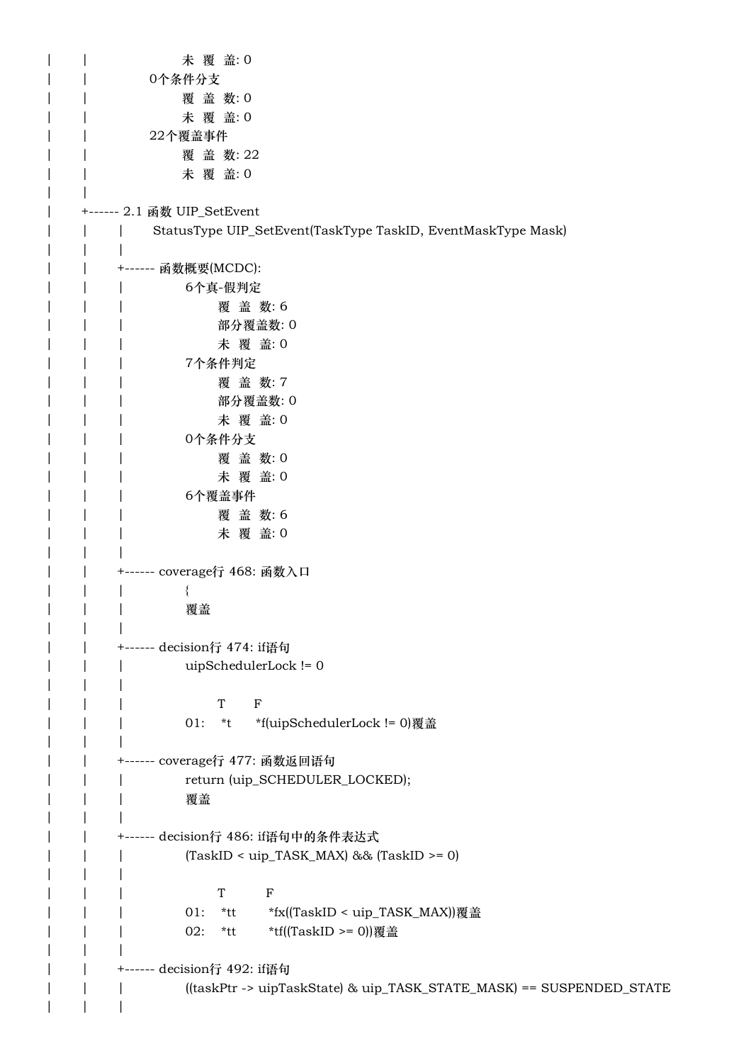```
|       |                    未 覆 盖: 0
|       |              0个条件分支
|       |                    覆 盖 数: 0
|       |                    未 覆 盖: 0
|       |              22个覆盖事件
|       |                    覆 盖 数: 22
|       |                    未 覆 盖: 0
|       |
|       +------ 2.1 函数 UIP_SetEvent
|       |       |       StatusType UIP_SetEvent(TaskType TaskID, EventMaskType Mask)
|       |       |
|       |       +------ 函数概要(MCDC):
|       |       |              6个真-假判定
|       |       |                    覆 盖 数: 6
|       |       |                    部分覆盖数: 0
|       |       |                    未 覆 盖: 0
|       |       |              7个条件判定
|       |       |                    覆 盖 数: 7
|       |       |                    部分覆盖数: 0
|       |       |                    未 覆 盖: 0
|       |       |              0个条件分支
|       |       |                    覆 盖 数: 0
|       |       |                    未 覆 盖: 0
|       |       |              6个覆盖事件
|       |       |                    覆 盖 数: 6
|       |       |                    未 覆 盖: 0
|       |       |
|       |       +------ coverage行 468: 函数入口
|       |       |              {
|       |       |              覆盖
|       |       |
|       |       +------ decision行 474: if语句
|       |       |              uipSchedulerLock != 0
|       |       |
|       |       |                    T       F
|       |       |              01:    *t      *f(uipSchedulerLock != 0)覆盖
|       |       |
|       |       +------ coverage行 477: 函数返回语句
|       |       |              return (uip_SCHEDULER_LOCKED);
|       |       |              覆盖
|       |       |
|       |       +------ decision行 486: if语句中的条件表达式
|       |       |              (TaskID < uip_TASK_MAX) && (TaskID >= 0)
|       |       |
|       |       |                    T          F
|       |       |              01:    *tt        *fx((TaskID < uip_TASK_MAX))覆盖
|       |       |              02:    *tt        *tf((TaskID >= 0))覆盖
|       |       |
|       |       +------ decision行 492: if语句
|       |       |              ((taskPtr -> uipTaskState) & uip_TASK_STATE_MASK) == SUSPENDED_STATE
|       |       |
```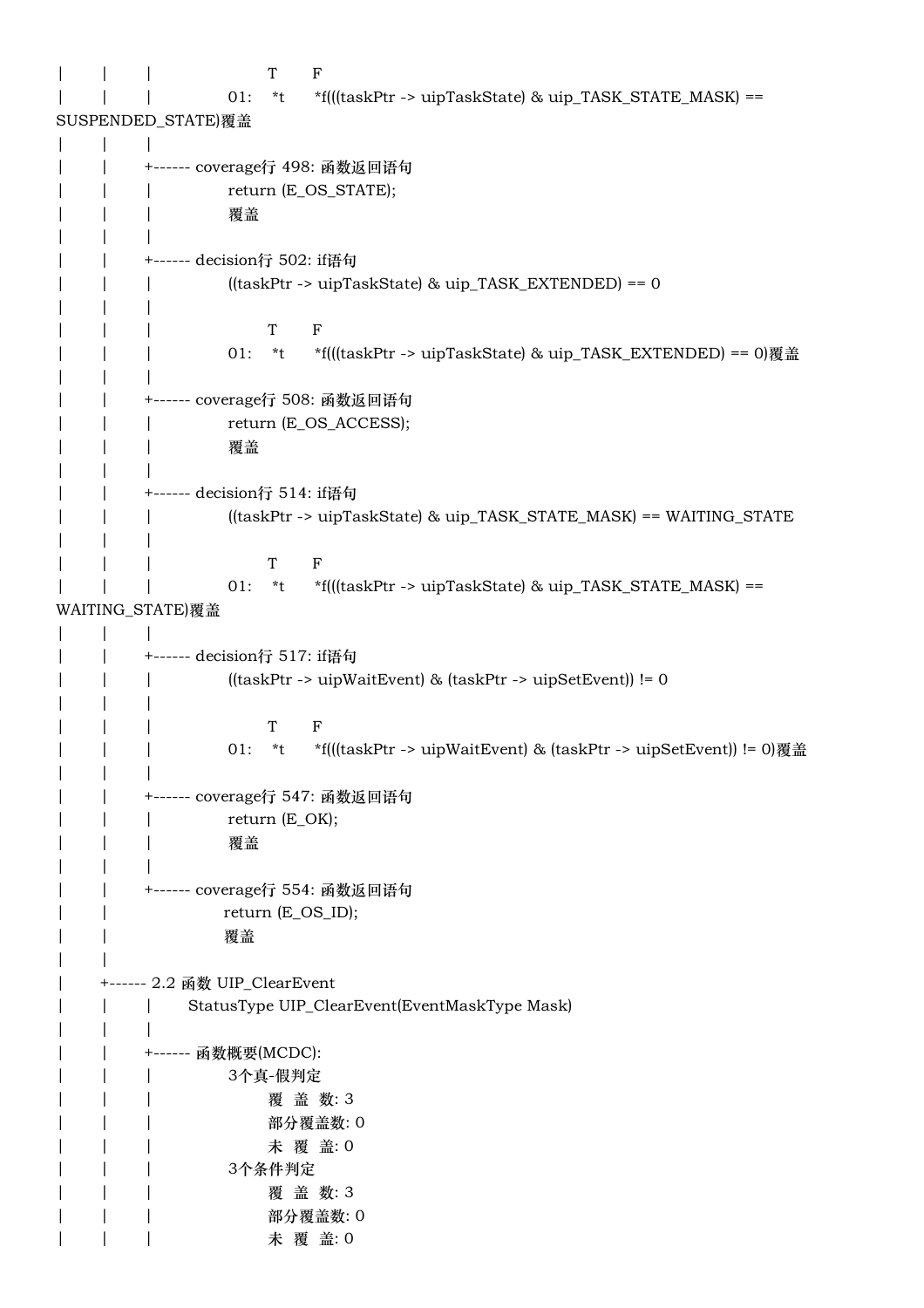```
|       |       |                       T       F
|       |       |               01:     *t      *f(((taskPtr -> uipTaskState) & uip_TASK_STATE_MASK) ==
SUSPENDED_STATE)覆盖
|       |       |
|       |       +------ coverage行 498: 函数返回语句
|       |       |               return (E_OS_STATE);
|       |       |               覆盖
|       |       |
|       |       +------ decision行 502: if语句
|       |       |               ((taskPtr -> uipTaskState) & uip_TASK_EXTENDED) == 0
|       |       |
|       |       |                       T       F
|       |       |               01:     *t      *f(((taskPtr -> uipTaskState) & uip_TASK_EXTENDED) == 0)覆盖
|       |       |
|       |       +------ coverage行 508: 函数返回语句
|       |       |               return (E_OS_ACCESS);
|       |       |               覆盖
|       |       |
|       |       +------ decision行 514: if语句
|       |       |               ((taskPtr -> uipTaskState) & uip_TASK_STATE_MASK) == WAITING_STATE
|       |       |
|       |       |                       T       F
|       |       |               01:     *t      *f(((taskPtr -> uipTaskState) & uip_TASK_STATE_MASK) ==
WAITING_STATE)覆盖
|       |       |
|       |       +------ decision行 517: if语句
|       |       |               ((taskPtr -> uipWaitEvent) & (taskPtr -> uipSetEvent)) != 0
|       |       |
|       |       |                       T       F
|       |       |               01:     *t      *f(((taskPtr -> uipWaitEvent) & (taskPtr -> uipSetEvent)) != 0)覆盖
|       |       |
|       |       +------ coverage行 547: 函数返回语句
|       |       |               return (E_OK);
|       |       |               覆盖
|       |       |
|       |       +------ coverage行 554: 函数返回语句
|       |                       return (E_OS_ID);
|       |                       覆盖
|       |
|       +------ 2.2 函数 UIP_ClearEvent
|       |       |       StatusType UIP_ClearEvent(EventMaskType Mask)
|       |       |
|       |       +------ 函数概要(MCDC):
|       |       |               3个真-假判定
|       |       |                       覆 盖 数: 3
|       |       |                       部分覆盖数: 0
|       |       |                       未 覆 盖: 0
|       |       |               3个条件判定
|       |       |                       覆 盖 数: 3
|       |       |                       部分覆盖数: 0
|       |       |                       未 覆 盖: 0
```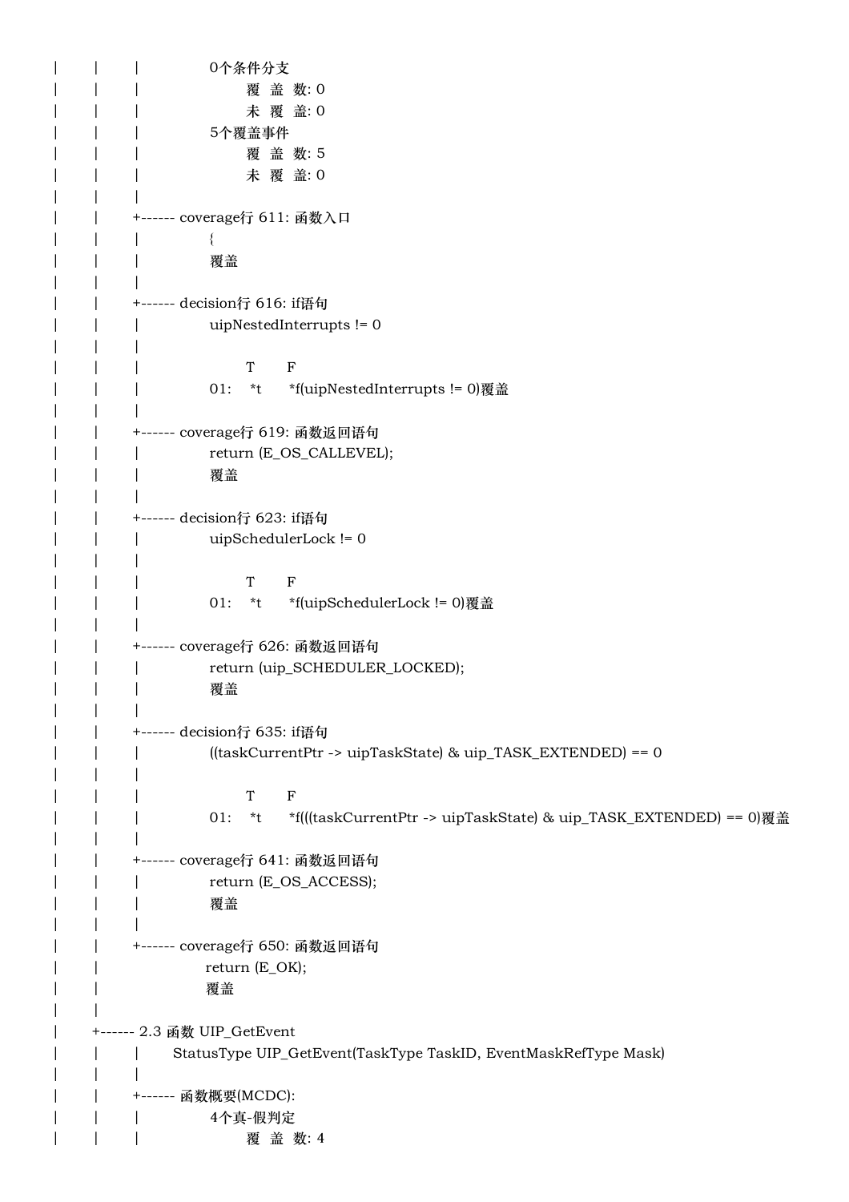```
|       |       |               0个条件分支
|       |       |                       覆 盖 数: 0
|       |       |                       未 覆 盖: 0
|       |       |               5个覆盖事件
|       |       |                       覆 盖 数: 5
|       |       |                       未 覆 盖: 0
|       |       |
|       |       +------ coverage行 611: 函数入口
|       |       |               {
|       |       |               覆盖
|       |       |
|       |       +------ decision行 616: if语句
|       |       |               uipNestedInterrupts != 0
|       |       |
|       |       |                       T       F
|       |       |               01:    *t      *f(uipNestedInterrupts != 0)覆盖
|       |       |
|       |       +------ coverage行 619: 函数返回语句
|       |       |               return (E_OS_CALLEVEL);
|       |       |               覆盖
|       |       |
|       |       +------ decision行 623: if语句
|       |       |               uipSchedulerLock != 0
|       |       |
|       |       |                       T       F
|       |       |               01:    *t      *f(uipSchedulerLock != 0)覆盖
|       |       |
|       |       +------ coverage行 626: 函数返回语句
|       |       |               return (uip_SCHEDULER_LOCKED);
|       |       |               覆盖
|       |       |
|       |       +------ decision行 635: if语句
|       |       |               ((taskCurrentPtr -> uipTaskState) & uip_TASK_EXTENDED) == 0
|       |       |
|       |       |                       T       F
|       |       |               01:    *t      *f(((taskCurrentPtr -> uipTaskState) & uip_TASK_EXTENDED) == 0)覆盖
|       |       |
|       |       +------ coverage行 641: 函数返回语句
|       |       |               return (E_OS_ACCESS);
|       |       |               覆盖
|       |       |
|       |       +------ coverage行 650: 函数返回语句
|       |                       return (E_OK);
|       |                       覆盖
|       |
|       +------ 2.3 函数 UIP_GetEvent
|       |       |       StatusType UIP_GetEvent(TaskType TaskID, EventMaskRefType Mask)
|       |       |
|       |       +------ 函数概要(MCDC):
|       |       |               4个真-假判定
|       |       |                       覆 盖 数: 4
```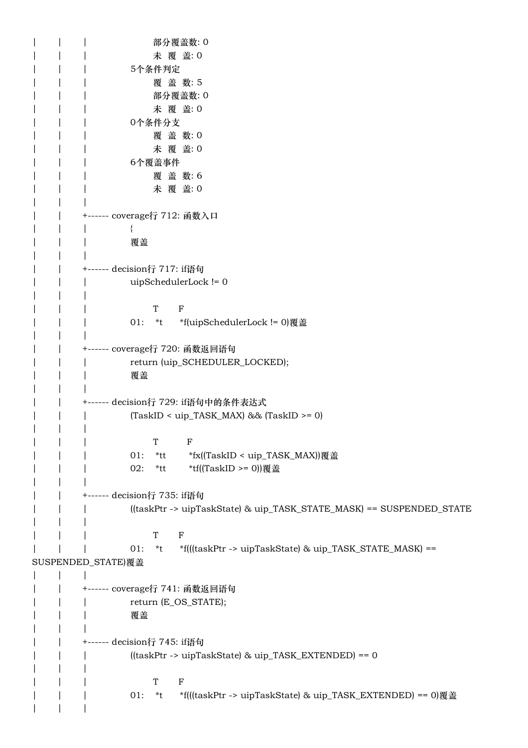```
|       |       |                       部分覆盖数: 0
|       |       |                       未  覆  盖: 0
|       |       |               5个条件判定
|       |       |                       覆  盖  数: 5
|       |       |                       部分覆盖数: 0
|       |       |                       未  覆  盖: 0
|       |       |               0个条件分支
|       |       |                       覆  盖  数: 0
|       |       |                       未  覆  盖: 0
|       |       |               6个覆盖事件
|       |       |                       覆  盖  数: 6
|       |       |                       未  覆  盖: 0
|       |       |
|       |       +------ coverage行 712: 函数入口
|       |       |               {
|       |       |               覆盖
|       |       |
|       |       +------ decision行 717: if语句
|       |       |               uipSchedulerLock != 0
|       |       |
|       |       |                       T       F
|       |       |               01:     *t      *f(uipSchedulerLock != 0)覆盖
|       |       |
|       |       +------ coverage行 720: 函数返回语句
|       |       |               return (uip_SCHEDULER_LOCKED);
|       |       |               覆盖
|       |       |
|       |       +------ decision行 729: if语句中的条件表达式
|       |       |               (TaskID < uip_TASK_MAX) && (TaskID >= 0)
|       |       |
|       |       |                       T           F
|       |       |               01:     *tt         *fx((TaskID < uip_TASK_MAX))覆盖
|       |       |               02:     *tt         *tf((TaskID >= 0))覆盖
|       |       |
|       |       +------ decision行 735: if语句
|       |       |               ((taskPtr -> uipTaskState) & uip_TASK_STATE_MASK) == SUSPENDED_STATE
|       |       |
|       |       |                       T       F
|       |       |               01:     *t      *f(((taskPtr -> uipTaskState) & uip_TASK_STATE_MASK) ==
SUSPENDED_STATE)覆盖
|       |       |
|       |       +------ coverage行 741: 函数返回语句
|       |       |               return (E_OS_STATE);
|       |       |               覆盖
|       |       |
|       |       +------ decision行 745: if语句
|       |       |               ((taskPtr -> uipTaskState) & uip_TASK_EXTENDED) == 0
|       |       |
|       |       |                       T       F
|       |       |               01:     *t      *f(((taskPtr -> uipTaskState) & uip_TASK_EXTENDED) == 0)覆盖
|       |       |
```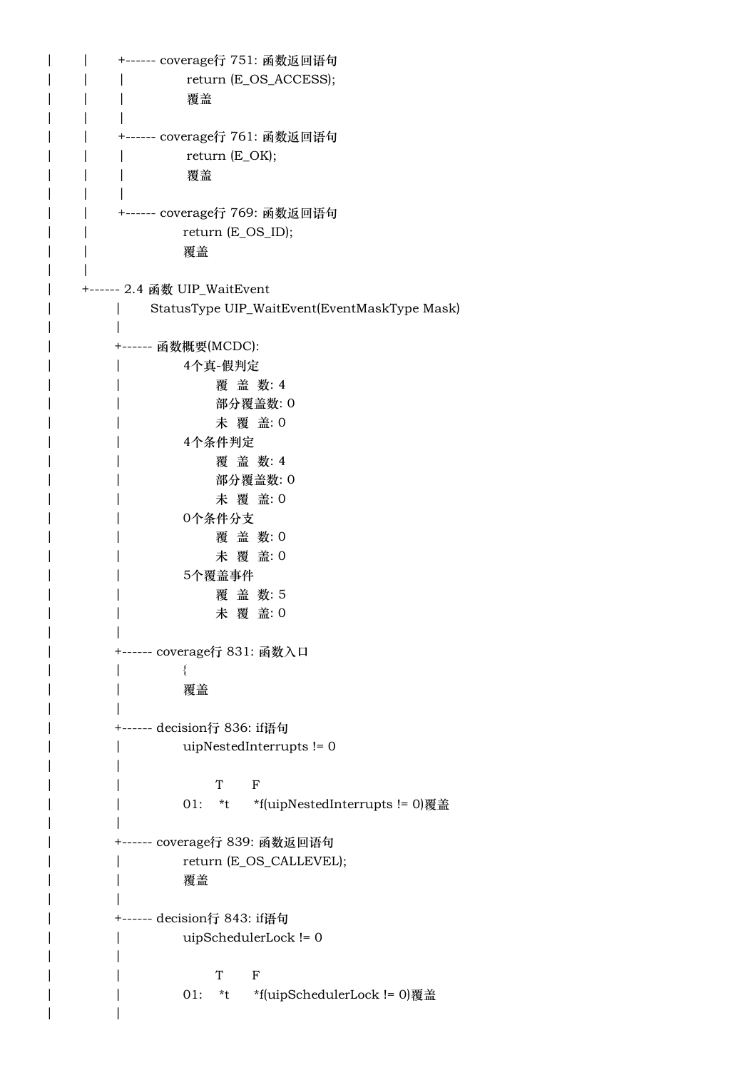```
|       |       +------ coverage行 751: 函数返回语句
|       |       |               return (E_OS_ACCESS);
|       |       |               覆盖
|       |       |
|       |       +------ coverage行 761: 函数返回语句
|       |       |               return (E_OK);
|       |       |               覆盖
|       |       |
|       |       +------ coverage行 769: 函数返回语句
|       |                       return (E_OS_ID);
|       |                       覆盖
|       |
|       +------ 2.4 函数 UIP_WaitEvent
|               |       StatusType UIP_WaitEvent(EventMaskType Mask)
|               |
|               +------ 函数概要(MCDC):
|               |               4个真-假判定
|               |                       覆 盖 数: 4
|               |                       部分覆盖数: 0
|               |                       未 覆 盖: 0
|               |               4个条件判定
|               |                       覆 盖 数: 4
|               |                       部分覆盖数: 0
|               |                       未 覆 盖: 0
|               |               0个条件分支
|               |                       覆 盖 数: 0
|               |                       未 覆 盖: 0
|               |               5个覆盖事件
|               |                       覆 盖 数: 5
|               |                       未 覆 盖: 0
|               |
|               +------ coverage行 831: 函数入口
|               |               {
|               |               覆盖
|               |
|               +------ decision行 836: if语句
|               |               uipNestedInterrupts != 0
|               |
|               |                       T       F
|               |               01:     *t      *f(uipNestedInterrupts != 0)覆盖
|               |
|               +------ coverage行 839: 函数返回语句
|               |               return (E_OS_CALLEVEL);
|               |               覆盖
|               |
|               +------ decision行 843: if语句
|               |               uipSchedulerLock != 0
|               |
|               |                       T       F
|               |               01:     *t      *f(uipSchedulerLock != 0)覆盖
|               |
```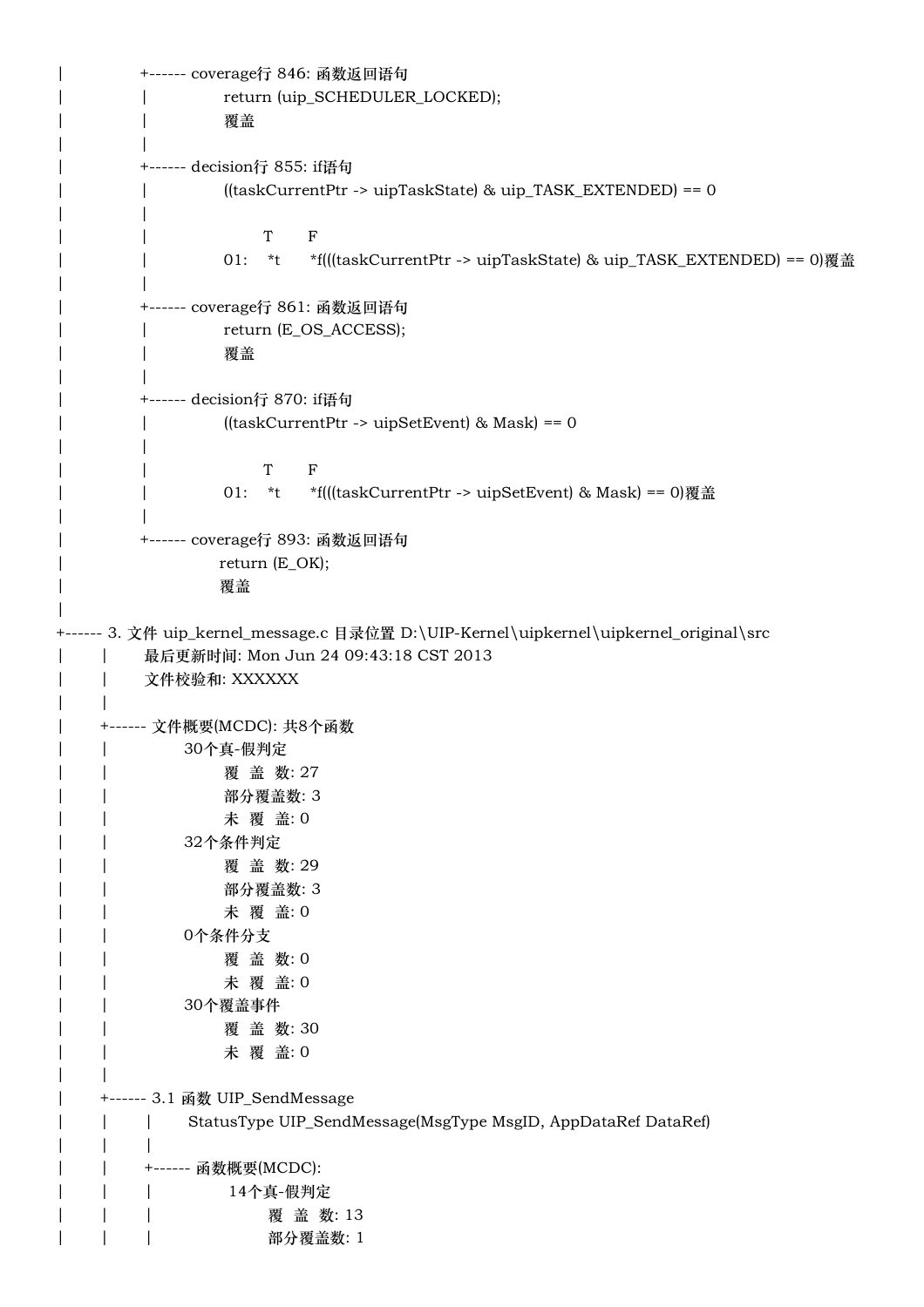```
|              +------ coverage行 846: 函数返回语句
|              |              return (uip_SCHEDULER_LOCKED);
|              |              覆盖
|              |
|              +------ decision行 855: if语句
|              |              ((taskCurrentPtr -> uipTaskState) & uip_TASK_EXTENDED) == 0
|              |
|              |                    T       F
|              |              01:    *t      *f(((taskCurrentPtr -> uipTaskState) & uip_TASK_EXTENDED) == 0)覆盖
|              |
|              +------ coverage行 861: 函数返回语句
|              |              return (E_OS_ACCESS);
|              |              覆盖
|              |
|              +------ decision行 870: if语句
|              |              ((taskCurrentPtr -> uipSetEvent) & Mask) == 0
|              |
|              |                    T       F
|              |              01:    *t      *f(((taskCurrentPtr -> uipSetEvent) & Mask) == 0)覆盖
|              |
|              +------ coverage行 893: 函数返回语句
|                             return (E_OK);
|                             覆盖
|
+------ 3. 文件 uip_kernel_message.c 目录位置 D:\UIP-Kernel\uipkernel\uipkernel_original\src
|       |       最后更新时间: Mon Jun 24 09:43:18 CST 2013
|       |       文件校验和: XXXXXX
|       |
|       +------ 文件概要(MCDC): 共8个函数
|       |             30个真-假判定
|       |                    覆 盖 数: 27
|       |                    部分覆盖数: 3
|       |                    未 覆 盖: 0
|       |             32个条件判定
|       |                    覆 盖 数: 29
|       |                    部分覆盖数: 3
|       |                    未 覆 盖: 0
|       |             0个条件分支
|       |                    覆 盖 数: 0
|       |                    未 覆 盖: 0
|       |             30个覆盖事件
|       |                    覆 盖 数: 30
|       |                    未 覆 盖: 0
|       |
|       +------ 3.1 函数 UIP_SendMessage
|       |       |       StatusType UIP_SendMessage(MsgType MsgID, AppDataRef DataRef)
|       |       |
|       |       +------ 函数概要(MCDC):
|       |       |             14个真-假判定
|       |       |                    覆 盖 数: 13
|       |       |                    部分覆盖数: 1
```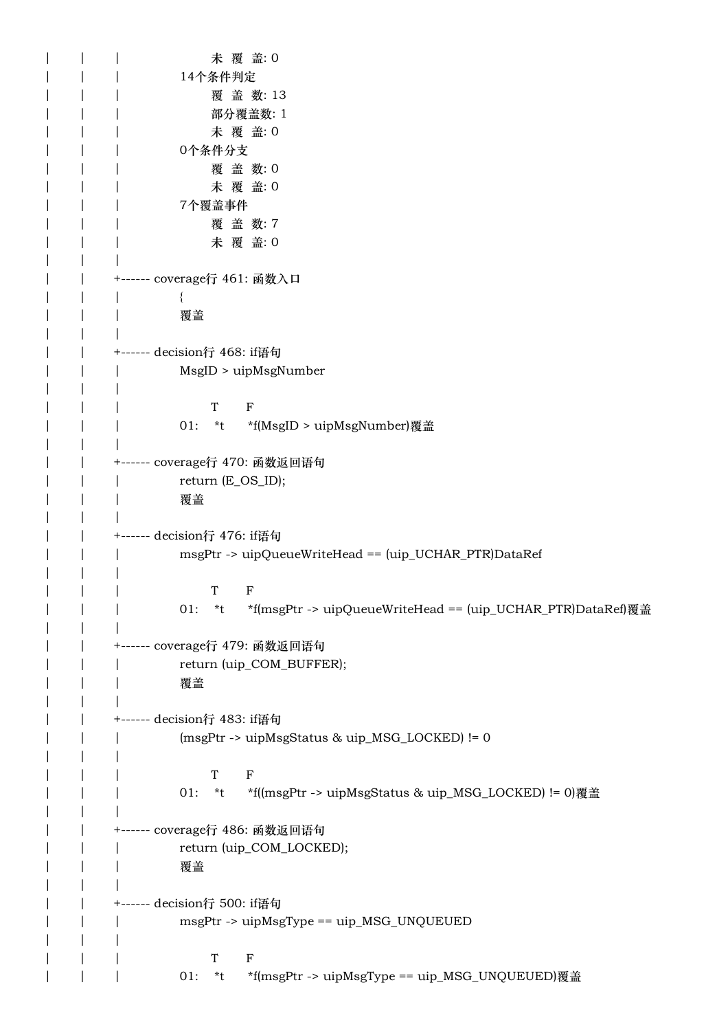```
|       |       |                 未 覆 盖: 0
|       |       |           14个条件判定
|       |       |                 覆 盖 数: 13
|       |       |                 部分覆盖数: 1
|       |       |                 未 覆 盖: 0
|       |       |           0个条件分支
|       |       |                 覆 盖 数: 0
|       |       |                 未 覆 盖: 0
|       |       |           7个覆盖事件
|       |       |                 覆 盖 数: 7
|       |       |                 未 覆 盖: 0
|       |       |
|       |       +------ coverage行 461: 函数入口
|       |       |           {
|       |       |           覆盖
|       |       |
|       |       +------ decision行 468: if语句
|       |       |           MsgID > uipMsgNumber
|       |       |
|       |       |                 T       F
|       |       |           01:    *t      *f(MsgID > uipMsgNumber)覆盖
|       |       |
|       |       +------ coverage行 470: 函数返回语句
|       |       |           return (E_OS_ID);
|       |       |           覆盖
|       |       |
|       |       +------ decision行 476: if语句
|       |       |           msgPtr -> uipQueueWriteHead == (uip_UCHAR_PTR)DataRef
|       |       |
|       |       |                 T       F
|       |       |           01:    *t      *f(msgPtr -> uipQueueWriteHead == (uip_UCHAR_PTR)DataRef)覆盖
|       |       |
|       |       +------ coverage行 479: 函数返回语句
|       |       |           return (uip_COM_BUFFER);
|       |       |           覆盖
|       |       |
|       |       +------ decision行 483: if语句
|       |       |           (msgPtr -> uipMsgStatus & uip_MSG_LOCKED) != 0
|       |       |
|       |       |                 T       F
|       |       |           01:    *t      *f((msgPtr -> uipMsgStatus & uip_MSG_LOCKED) != 0)覆盖
|       |       |
|       |       +------ coverage行 486: 函数返回语句
|       |       |           return (uip_COM_LOCKED);
|       |       |           覆盖
|       |       |
|       |       +------ decision行 500: if语句
|       |       |           msgPtr -> uipMsgType == uip_MSG_UNQUEUED
|       |       |
|       |       |                 T       F
|       |       |           01:    *t      *f(msgPtr -> uipMsgType == uip_MSG_UNQUEUED)覆盖
```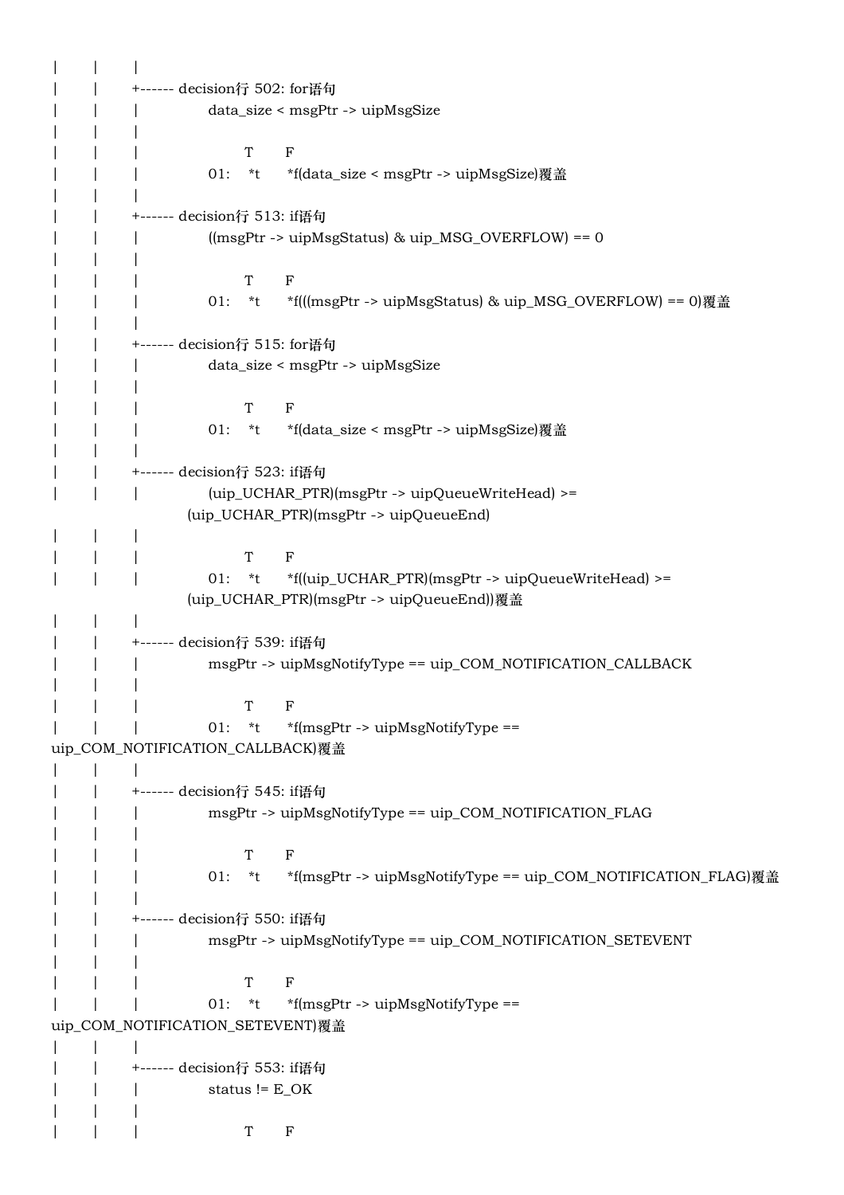```
|       |       |
|       |       +------ decision行 502: for语句
|       |       |           data_size < msgPtr -> uipMsgSize
|       |       |
|       |       |                 T       F
|       |       |           01:    *t      *f(data_size < msgPtr -> uipMsgSize)覆盖
|       |       |
|       |       +------ decision行 513: if语句
|       |       |           ((msgPtr -> uipMsgStatus) & uip_MSG_OVERFLOW) == 0
|       |       |
|       |       |                 T       F
|       |       |           01:    *t      *f(((msgPtr -> uipMsgStatus) & uip_MSG_OVERFLOW) == 0)覆盖
|       |       |
|       |       +------ decision行 515: for语句
|       |       |           data_size < msgPtr -> uipMsgSize
|       |       |
|       |       |                 T       F
|       |       |           01:    *t      *f(data_size < msgPtr -> uipMsgSize)覆盖
|       |       |
|       |       +------ decision行 523: if语句
|       |       |           (uip_UCHAR_PTR)(msgPtr -> uipQueueWriteHead) >=
                        (uip_UCHAR_PTR)(msgPtr -> uipQueueEnd)
|       |       |
|       |       |                 T       F
|       |       |           01:    *t      *f((uip_UCHAR_PTR)(msgPtr -> uipQueueWriteHead) >=
                        (uip_UCHAR_PTR)(msgPtr -> uipQueueEnd))覆盖
|       |       |
|       |       +------ decision行 539: if语句
|       |       |           msgPtr -> uipMsgNotifyType == uip_COM_NOTIFICATION_CALLBACK
|       |       |
|       |       |                 T       F
|       |       |           01:    *t      *f(msgPtr -> uipMsgNotifyType ==
uip_COM_NOTIFICATION_CALLBACK)覆盖
|       |       |
|       |       +------ decision行 545: if语句
|       |       |           msgPtr -> uipMsgNotifyType == uip_COM_NOTIFICATION_FLAG
|       |       |
|       |       |                 T       F
|       |       |           01:    *t      *f(msgPtr -> uipMsgNotifyType == uip_COM_NOTIFICATION_FLAG)覆盖
|       |       |
|       |       +------ decision行 550: if语句
|       |       |           msgPtr -> uipMsgNotifyType == uip_COM_NOTIFICATION_SETEVENT
|       |       |
|       |       |                 T       F
|       |       |           01:    *t      *f(msgPtr -> uipMsgNotifyType ==
uip_COM_NOTIFICATION_SETEVENT)覆盖
|       |       |
|       |       +------ decision行 553: if语句
|       |       |           status != E_OK
|       |       |
|       |       |                 T       F
```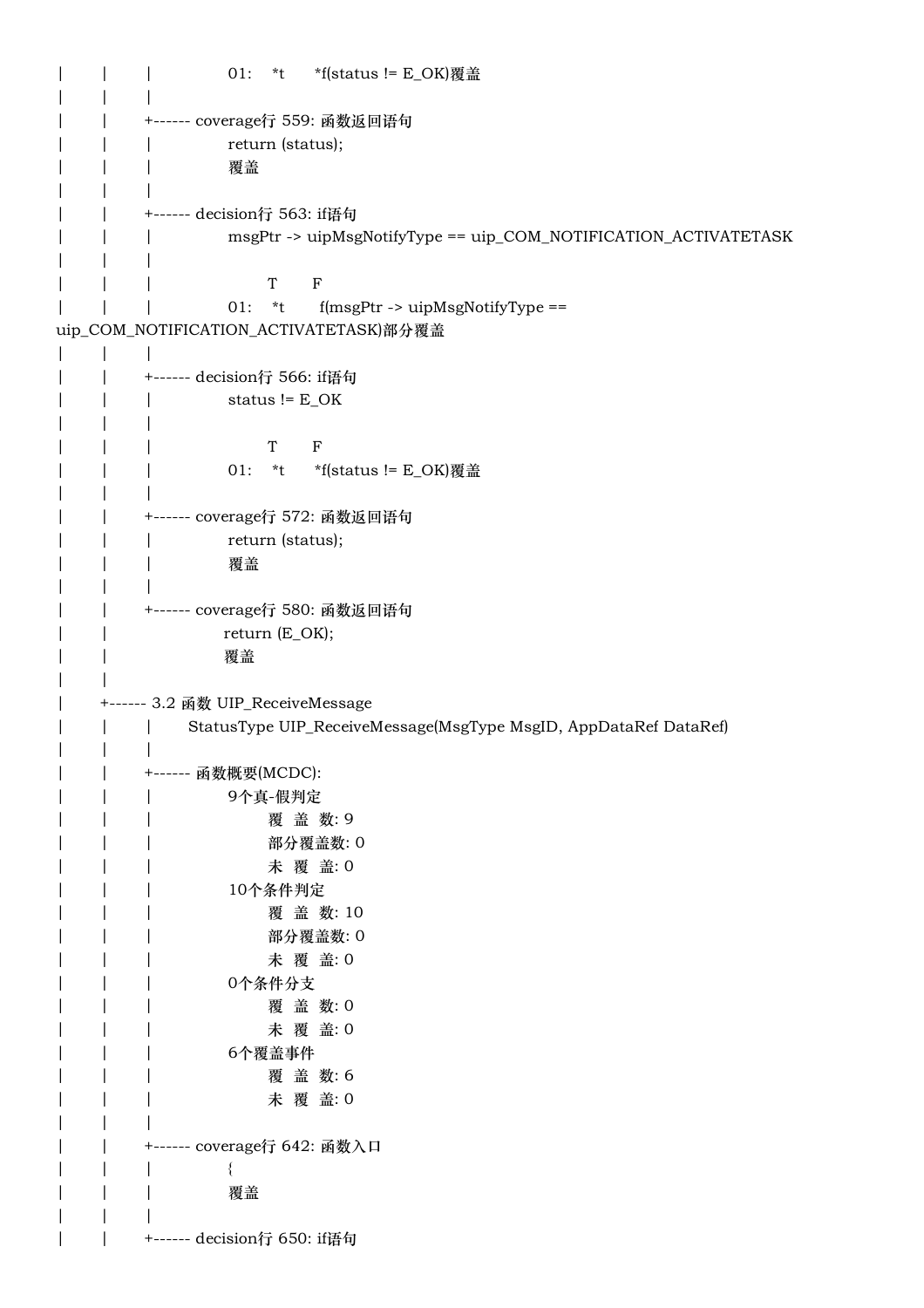```
|       |       |               01:    *t      *f(status != E_OK)覆盖
|       |       |
|       |       +------ coverage行 559: 函数返回语句
|       |       |               return (status);
|       |       |               覆盖
|       |       |
|       |       +------ decision行 563: if语句
|       |       |               msgPtr -> uipMsgNotifyType == uip_COM_NOTIFICATION_ACTIVATETASK
|       |       |
|       |       |                       T       F
|       |       |               01:    *t       f(msgPtr -> uipMsgNotifyType ==
uip_COM_NOTIFICATION_ACTIVATETASK)部分覆盖
|       |       |
|       |       +------ decision行 566: if语句
|       |       |               status != E_OK
|       |       |
|       |       |                       T       F
|       |       |               01:    *t      *f(status != E_OK)覆盖
|       |       |
|       |       +------ coverage行 572: 函数返回语句
|       |       |               return (status);
|       |       |               覆盖
|       |       |
|       |       +------ coverage行 580: 函数返回语句
|       |                       return (E_OK);
|       |                       覆盖
|       |
|       +------ 3.2 函数 UIP_ReceiveMessage
|       |       |       StatusType UIP_ReceiveMessage(MsgType MsgID, AppDataRef DataRef)
|       |       |
|       |       +------ 函数概要(MCDC):
|       |       |               9个真-假判定
|       |       |                       覆  盖  数: 9
|       |       |                       部分覆盖数: 0
|       |       |                       未  覆  盖: 0
|       |       |               10个条件判定
|       |       |                       覆  盖  数: 10
|       |       |                       部分覆盖数: 0
|       |       |                       未  覆  盖: 0
|       |       |               0个条件分支
|       |       |                       覆  盖  数: 0
|       |       |                       未  覆  盖: 0
|       |       |               6个覆盖事件
|       |       |                       覆  盖  数: 6
|       |       |                       未  覆  盖: 0
|       |       |
|       |       +------ coverage行 642: 函数入口
|       |       |               {
|       |       |               覆盖
|       |       |
|       |       +------ decision行 650: if语句
```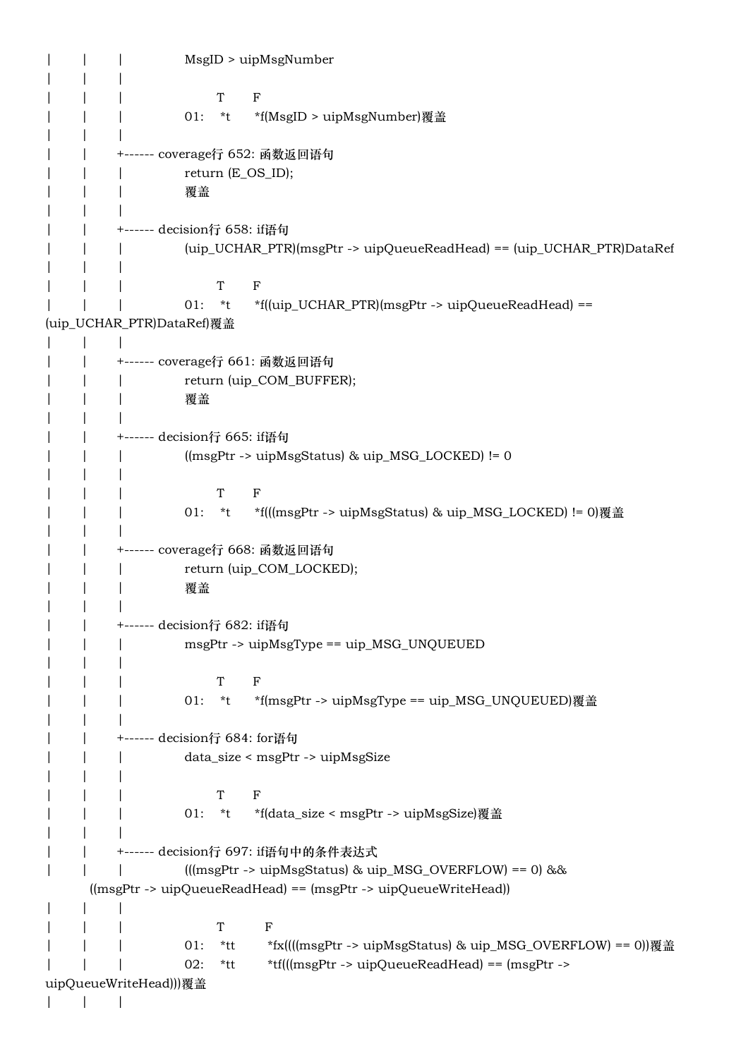```
|       |       |               MsgID > uipMsgNumber
|       |       |
|       |       |                     T       F
|       |       |               01:    *t      *f(MsgID > uipMsgNumber)覆盖
|       |       |
|       |       +------ coverage行 652: 函数返回语句
|       |       |               return (E_OS_ID);
|       |       |               覆盖
|       |       |
|       |       +------ decision行 658: if语句
|       |       |               (uip_UCHAR_PTR)(msgPtr -> uipQueueReadHead) == (uip_UCHAR_PTR)DataRef
|       |       |
|       |       |                     T       F
|       |       |               01:    *t      *f((uip_UCHAR_PTR)(msgPtr -> uipQueueReadHead) ==
(uip_UCHAR_PTR)DataRef)覆盖
|       |       |
|       |       +------ coverage行 661: 函数返回语句
|       |       |               return (uip_COM_BUFFER);
|       |       |               覆盖
|       |       |
|       |       +------ decision行 665: if语句
|       |       |               ((msgPtr -> uipMsgStatus) & uip_MSG_LOCKED) != 0
|       |       |
|       |       |                     T       F
|       |       |               01:    *t      *f(((msgPtr -> uipMsgStatus) & uip_MSG_LOCKED) != 0)覆盖
|       |       |
|       |       +------ coverage行 668: 函数返回语句
|       |       |               return (uip_COM_LOCKED);
|       |       |               覆盖
|       |       |
|       |       +------ decision行 682: if语句
|       |       |               msgPtr -> uipMsgType == uip_MSG_UNQUEUED
|       |       |
|       |       |                     T       F
|       |       |               01:    *t      *f(msgPtr -> uipMsgType == uip_MSG_UNQUEUED)覆盖
|       |       |
|       |       +------ decision行 684: for语句
|       |       |               data_size < msgPtr -> uipMsgSize
|       |       |
|       |       |                     T       F
|       |       |               01:    *t      *f(data_size < msgPtr -> uipMsgSize)覆盖
|       |       |
|       |       +------ decision行 697: if语句中的条件表达式
|       |       |               (((msgPtr -> uipMsgStatus) & uip_MSG_OVERFLOW) == 0) &&
          ((msgPtr -> uipQueueReadHead) == (msgPtr -> uipQueueWriteHead))
|       |       |
|       |       |                     T          F
|       |       |               01:    *tt        *fx((((msgPtr -> uipMsgStatus) & uip_MSG_OVERFLOW) == 0))覆盖
|       |       |               02:    *tt        *tf(((msgPtr -> uipQueueReadHead) == (msgPtr ->
uipQueueWriteHead)))覆盖
|       |       |
```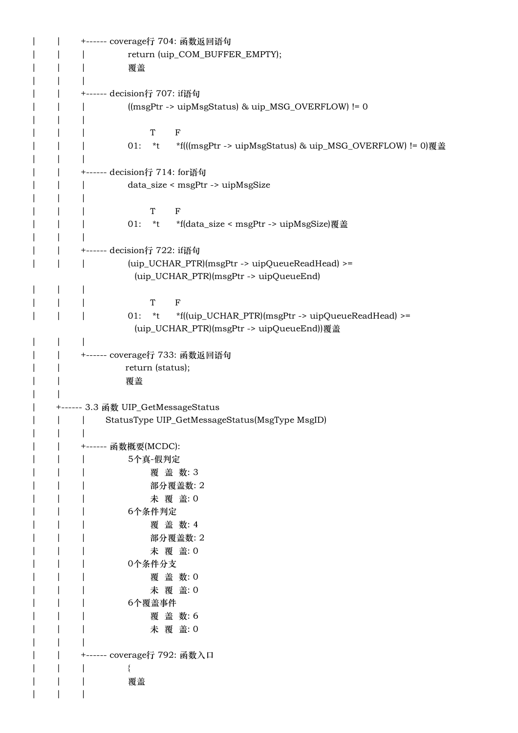```
|       |       +------ coverage行 704: 函数返回语句
|       |       |               return (uip_COM_BUFFER_EMPTY);
|       |       |               覆盖
|       |       |
|       |       +------ decision行 707: if语句
|       |       |               ((msgPtr -> uipMsgStatus) & uip_MSG_OVERFLOW) != 0
|       |       |
|       |       |                       T       F
|       |       |               01:    *t      *f(((msgPtr -> uipMsgStatus) & uip_MSG_OVERFLOW) != 0)覆盖
|       |       |
|       |       +------ decision行 714: for语句
|       |       |               data_size < msgPtr -> uipMsgSize
|       |       |
|       |       |                       T       F
|       |       |               01:    *t      *f(data_size < msgPtr -> uipMsgSize)覆盖
|       |       |
|       |       +------ decision行 722: if语句
|       |       |               (uip_UCHAR_PTR)(msgPtr -> uipQueueReadHead) >=
                                  (uip_UCHAR_PTR)(msgPtr -> uipQueueEnd)
|       |       |
|       |       |                       T       F
|       |       |               01:    *t      *f((uip_UCHAR_PTR)(msgPtr -> uipQueueReadHead) >=
                                  (uip_UCHAR_PTR)(msgPtr -> uipQueueEnd))覆盖
|       |       |
|       |       +------ coverage行 733: 函数返回语句
|       |                       return (status);
|       |                       覆盖
|       |
|       +------ 3.3 函数 UIP_GetMessageStatus
|       |       |       StatusType UIP_GetMessageStatus(MsgType MsgID)
|       |       |
|       |       +------ 函数概要(MCDC):
|       |       |               5个真-假判定
|       |       |                       覆  盖  数: 3
|       |       |                       部分覆盖数: 2
|       |       |                       未  覆  盖: 0
|       |       |               6个条件判定
|       |       |                       覆  盖  数: 4
|       |       |                       部分覆盖数: 2
|       |       |                       未  覆  盖: 0
|       |       |               0个条件分支
|       |       |                       覆  盖  数: 0
|       |       |                       未  覆  盖: 0
|       |       |               6个覆盖事件
|       |       |                       覆  盖  数: 6
|       |       |                       未  覆  盖: 0
|       |       |
|       |       +------ coverage行 792: 函数入口
|       |       |               {
|       |       |               覆盖
|       |       |
```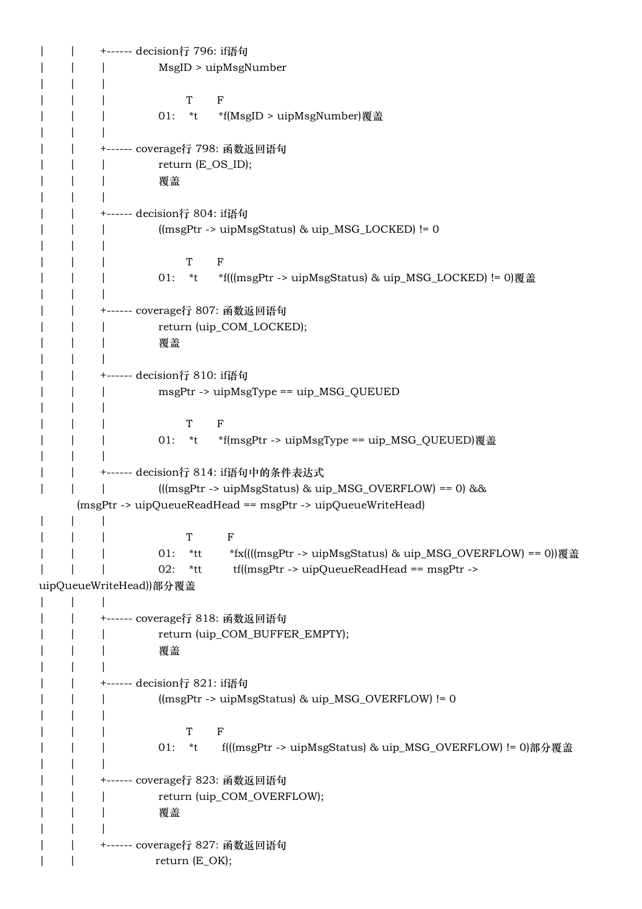```
|       |       +------ decision行 796: if语句
|       |       |              MsgID > uipMsgNumber
|       |       |
|       |       |                     T       F
|       |       |              01:    *t      *f(MsgID > uipMsgNumber)覆盖
|       |       |
|       |       +------ coverage行 798: 函数返回语句
|       |       |              return (E_OS_ID);
|       |       |              覆盖
|       |       |
|       |       +------ decision行 804: if语句
|       |       |              ((msgPtr -> uipMsgStatus) & uip_MSG_LOCKED) != 0
|       |       |
|       |       |                     T       F
|       |       |              01:    *t      *f(((msgPtr -> uipMsgStatus) & uip_MSG_LOCKED) != 0)覆盖
|       |       |
|       |       +------ coverage行 807: 函数返回语句
|       |       |              return (uip_COM_LOCKED);
|       |       |              覆盖
|       |       |
|       |       +------ decision行 810: if语句
|       |       |              msgPtr -> uipMsgType == uip_MSG_QUEUED
|       |       |
|       |       |                     T       F
|       |       |              01:    *t      *f(msgPtr -> uipMsgType == uip_MSG_QUEUED)覆盖
|       |       |
|       |       +------ decision行 814: if语句中的条件表达式
|       |       |              (((msgPtr -> uipMsgStatus) & uip_MSG_OVERFLOW) == 0) &&
        (msgPtr -> uipQueueReadHead == msgPtr -> uipQueueWriteHead)
|       |       |
|       |       |                     T          F
|       |       |              01:    *tt        *fx((((msgPtr -> uipMsgStatus) & uip_MSG_OVERFLOW) == 0))覆盖
|       |       |              02:    *tt         tf((msgPtr -> uipQueueReadHead == msgPtr ->
uipQueueWriteHead))部分覆盖
|       |       |
|       |       +------ coverage行 818: 函数返回语句
|       |       |              return (uip_COM_BUFFER_EMPTY);
|       |       |              覆盖
|       |       |
|       |       +------ decision行 821: if语句
|       |       |              ((msgPtr -> uipMsgStatus) & uip_MSG_OVERFLOW) != 0
|       |       |
|       |       |                     T       F
|       |       |              01:    *t       f(((msgPtr -> uipMsgStatus) & uip_MSG_OVERFLOW) != 0)部分覆盖
|       |       |
|       |       +------ coverage行 823: 函数返回语句
|       |       |              return (uip_COM_OVERFLOW);
|       |       |              覆盖
|       |       |
|       |       +------ coverage行 827: 函数返回语句
|       |                     return (E_OK);
```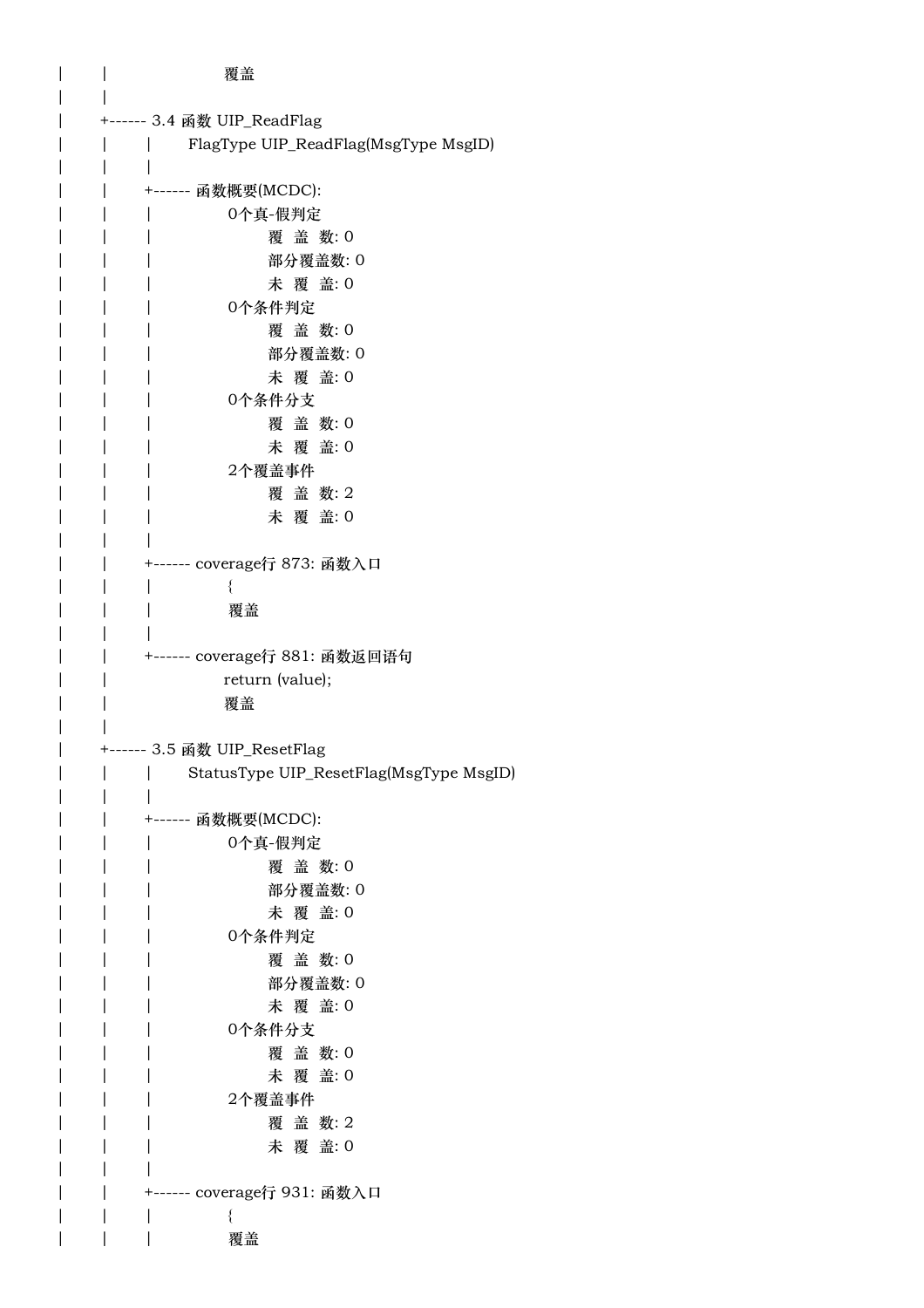```
|       |                    覆盖
|       |
|       +------ 3.4 函数 UIP_ReadFlag
|       |       |       FlagType UIP_ReadFlag(MsgType MsgID)
|       |       |
|       |       +------ 函数概要(MCDC):
|       |       |              0个真-假判定
|       |       |                     覆 盖 数: 0
|       |       |                     部分覆盖数: 0
|       |       |                     未 覆 盖: 0
|       |       |              0个条件判定
|       |       |                     覆 盖 数: 0
|       |       |                     部分覆盖数: 0
|       |       |                     未 覆 盖: 0
|       |       |              0个条件分支
|       |       |                     覆 盖 数: 0
|       |       |                     未 覆 盖: 0
|       |       |              2个覆盖事件
|       |       |                     覆 盖 数: 2
|       |       |                     未 覆 盖: 0
|       |       |
|       |       +------ coverage行 873: 函数入口
|       |       |              {
|       |       |              覆盖
|       |       |
|       |       +------ coverage行 881: 函数返回语句
|       |                     return (value);
|       |                     覆盖
|       |
|       +------ 3.5 函数 UIP_ResetFlag
|       |       |       StatusType UIP_ResetFlag(MsgType MsgID)
|       |       |
|       |       +------ 函数概要(MCDC):
|       |       |              0个真-假判定
|       |       |                     覆 盖 数: 0
|       |       |                     部分覆盖数: 0
|       |       |                     未 覆 盖: 0
|       |       |              0个条件判定
|       |       |                     覆 盖 数: 0
|       |       |                     部分覆盖数: 0
|       |       |                     未 覆 盖: 0
|       |       |              0个条件分支
|       |       |                     覆 盖 数: 0
|       |       |                     未 覆 盖: 0
|       |       |              2个覆盖事件
|       |       |                     覆 盖 数: 2
|       |       |                     未 覆 盖: 0
|       |       |
|       |       +------ coverage行 931: 函数入口
|       |       |              {
|       |       |              覆盖
```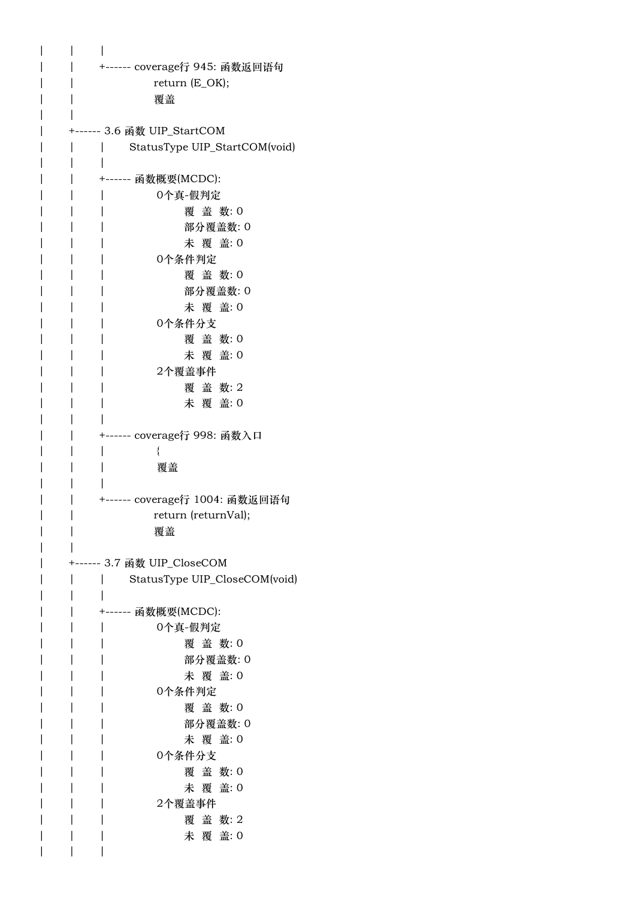```
|       |       |
|       |       +------ coverage行 945: 函数返回语句
|       |                   return (E_OK);
|       |                   覆盖
|       |
|       +------ 3.6 函数 UIP_StartCOM
|       |       |       StatusType UIP_StartCOM(void)
|       |       |
|       |       +------ 函数概要(MCDC):
|       |       |               0个真-假判定
|       |       |                       覆 盖 数: 0
|       |       |                       部分覆盖数: 0
|       |       |                       未 覆 盖: 0
|       |       |               0个条件判定
|       |       |                       覆 盖 数: 0
|       |       |                       部分覆盖数: 0
|       |       |                       未 覆 盖: 0
|       |       |               0个条件分支
|       |       |                       覆 盖 数: 0
|       |       |                       未 覆 盖: 0
|       |       |               2个覆盖事件
|       |       |                       覆 盖 数: 2
|       |       |                       未 覆 盖: 0
|       |       |
|       |       +------ coverage行 998: 函数入口
|       |       |               {
|       |       |               覆盖
|       |       |
|       |       +------ coverage行 1004: 函数返回语句
|       |                   return (returnVal);
|       |                   覆盖
|       |
|       +------ 3.7 函数 UIP_CloseCOM
|       |       |       StatusType UIP_CloseCOM(void)
|       |       |
|       |       +------ 函数概要(MCDC):
|       |       |               0个真-假判定
|       |       |                       覆 盖 数: 0
|       |       |                       部分覆盖数: 0
|       |       |                       未 覆 盖: 0
|       |       |               0个条件判定
|       |       |                       覆 盖 数: 0
|       |       |                       部分覆盖数: 0
|       |       |                       未 覆 盖: 0
|       |       |               0个条件分支
|       |       |                       覆 盖 数: 0
|       |       |                       未 覆 盖: 0
|       |       |               2个覆盖事件
|       |       |                       覆 盖 数: 2
|       |       |                       未 覆 盖: 0
|       |       |
```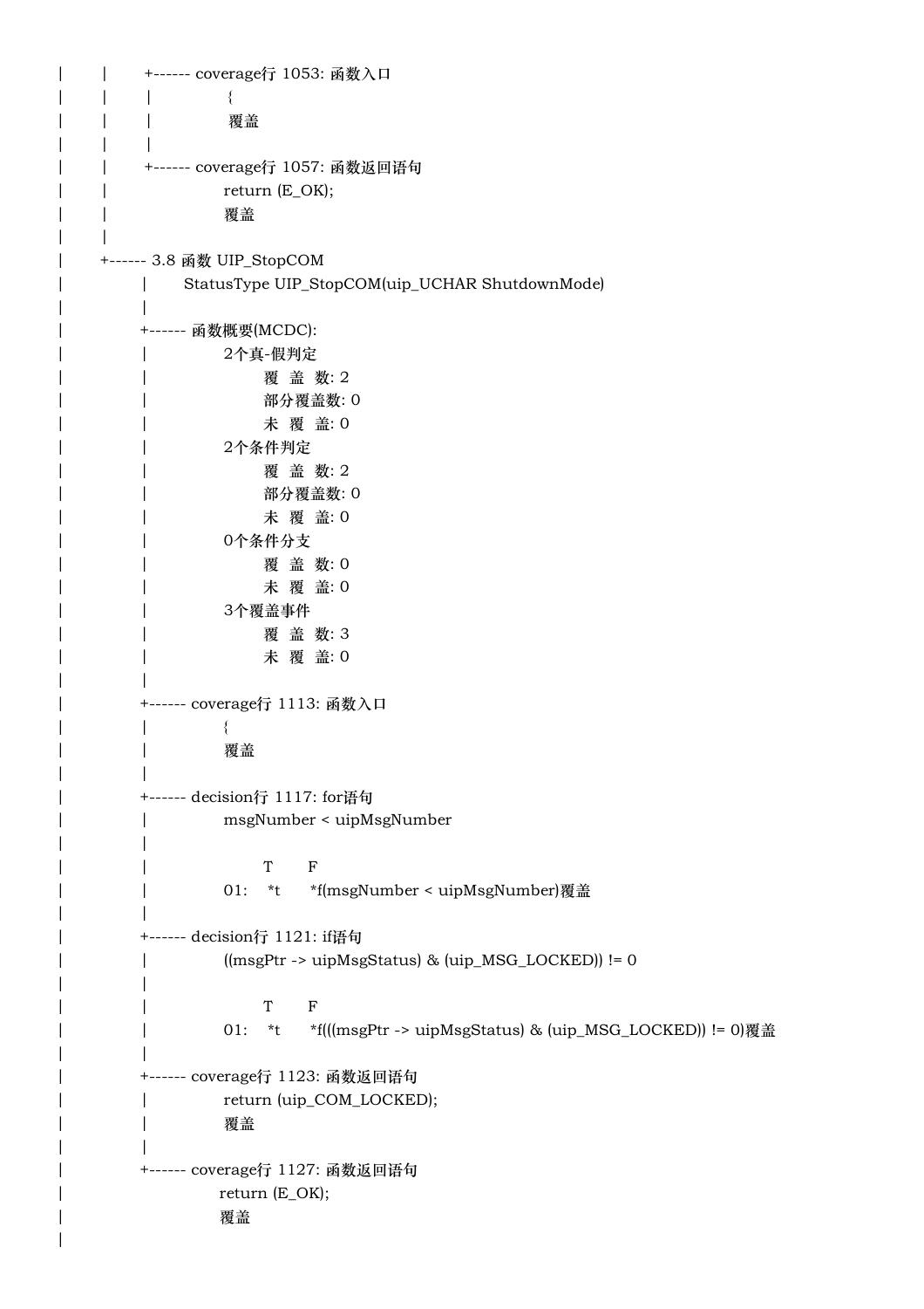```
|       |       +------ coverage行 1053: 函数入口
|       |       |               {
|       |       |               覆盖
|       |       |
|       |       +------ coverage行 1057: 函数返回语句
|       |                       return (E_OK);
|       |                       覆盖
|       |
|       +------ 3.8 函数 UIP_StopCOM
|               |       StatusType UIP_StopCOM(uip_UCHAR ShutdownMode)
|               |
|               +------ 函数概要(MCDC):
|               |               2个真-假判定
|               |                       覆 盖 数: 2
|               |                       部分覆盖数: 0
|               |                       未 覆 盖: 0
|               |               2个条件判定
|               |                       覆 盖 数: 2
|               |                       部分覆盖数: 0
|               |                       未 覆 盖: 0
|               |               0个条件分支
|               |                       覆 盖 数: 0
|               |                       未 覆 盖: 0
|               |               3个覆盖事件
|               |                       覆 盖 数: 3
|               |                       未 覆 盖: 0
|               |
|               +------ coverage行 1113: 函数入口
|               |               {
|               |               覆盖
|               |
|               +------ decision行 1117: for语句
|               |               msgNumber < uipMsgNumber
|               |
|               |                       T       F
|               |               01:     *t      *f(msgNumber < uipMsgNumber)覆盖
|               |
|               +------ decision行 1121: if语句
|               |               ((msgPtr -> uipMsgStatus) & (uip_MSG_LOCKED)) != 0
|               |
|               |                       T       F
|               |               01:     *t      *f(((msgPtr -> uipMsgStatus) & (uip_MSG_LOCKED)) != 0)覆盖
|               |
|               +------ coverage行 1123: 函数返回语句
|               |               return (uip_COM_LOCKED);
|               |               覆盖
|               |
|               +------ coverage行 1127: 函数返回语句
|                               return (E_OK);
|                               覆盖
|
```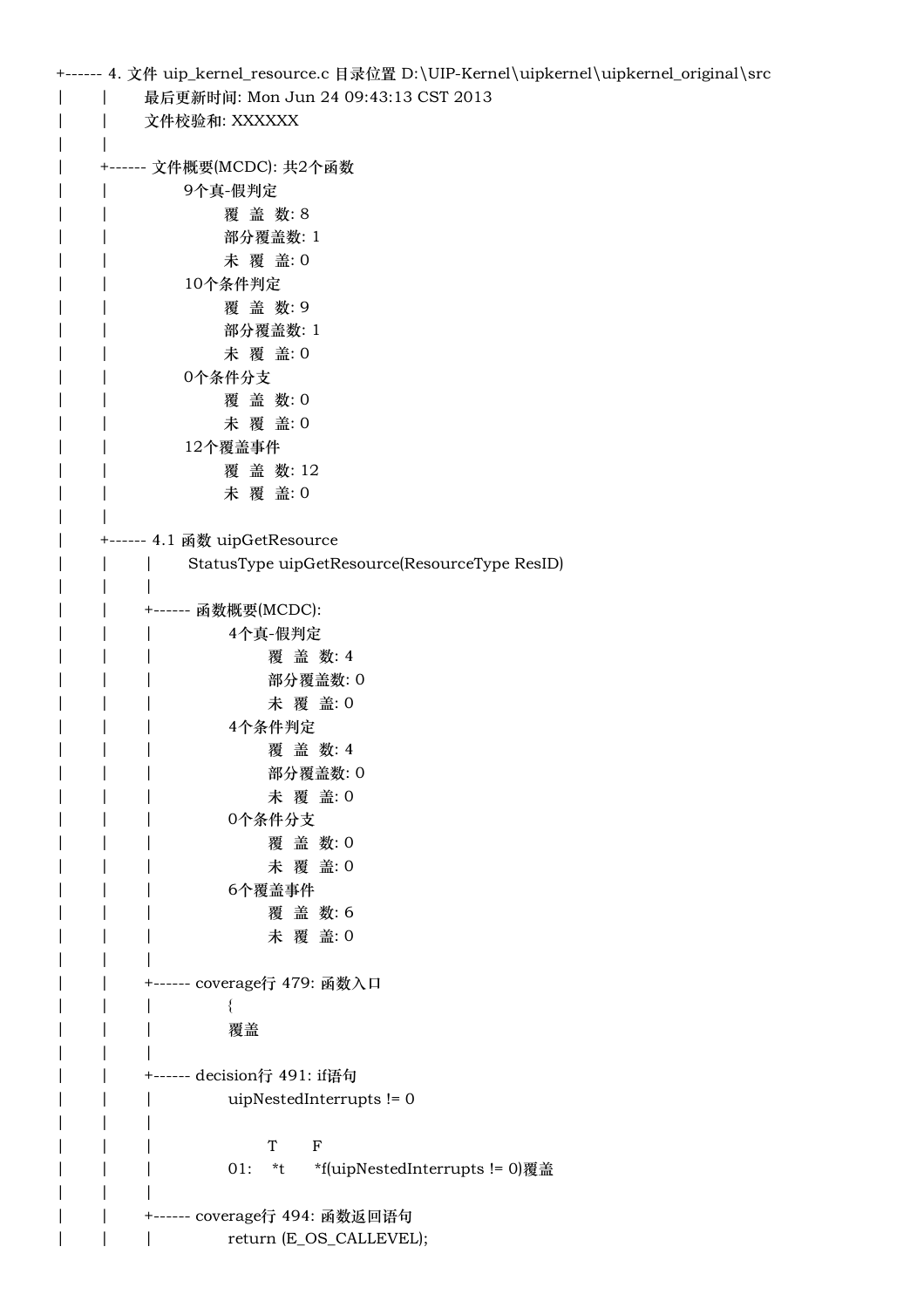```
+------ 4. 文件 uip_kernel_resource.c 目录位置 D:\UIP-Kernel\uipkernel\uipkernel_original\src
|       |       最后更新时间: Mon Jun 24 09:43:13 CST 2013
|       |       文件校验和: XXXXXX
|       |
|       +------ 文件概要(MCDC): 共2个函数
|       |               9个真-假判定
|       |                       覆 盖 数: 8
|       |                       部分覆盖数: 1
|       |                       未 覆 盖: 0
|       |               10个条件判定
|       |                       覆 盖 数: 9
|       |                       部分覆盖数: 1
|       |                       未 覆 盖: 0
|       |               0个条件分支
|       |                       覆 盖 数: 0
|       |                       未 覆 盖: 0
|       |               12个覆盖事件
|       |                       覆 盖 数: 12
|       |                       未 覆 盖: 0
|       |
|       +------ 4.1 函数 uipGetResource
|       |       |       StatusType uipGetResource(ResourceType ResID)
|       |       |
|       |       +------ 函数概要(MCDC):
|       |       |               4个真-假判定
|       |       |                       覆 盖 数: 4
|       |       |                       部分覆盖数: 0
|       |       |                       未 覆 盖: 0
|       |       |               4个条件判定
|       |       |                       覆 盖 数: 4
|       |       |                       部分覆盖数: 0
|       |       |                       未 覆 盖: 0
|       |       |               0个条件分支
|       |       |                       覆 盖 数: 0
|       |       |                       未 覆 盖: 0
|       |       |               6个覆盖事件
|       |       |                       覆 盖 数: 6
|       |       |                       未 覆 盖: 0
|       |       |
|       |       +------ coverage行 479: 函数入口
|       |       |               {
|       |       |               覆盖
|       |       |
|       |       +------ decision行 491: if语句
|       |       |               uipNestedInterrupts != 0
|       |       |
|       |       |                       T       F
|       |       |               01:     *t      *f(uipNestedInterrupts != 0)覆盖
|       |       |
|       |       +------ coverage行 494: 函数返回语句
|       |       |               return (E_OS_CALLEVEL);
```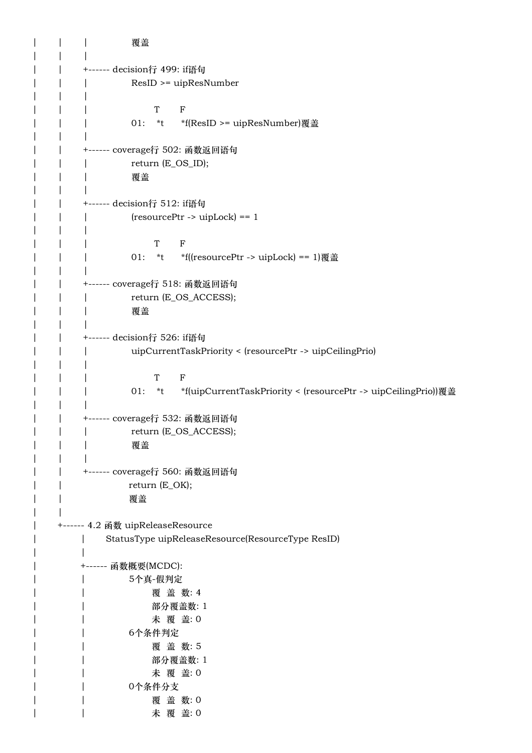```
|       |       |               覆盖
|       |       |
|       |       +------ decision行 499: if语句
|       |       |               ResID >= uipResNumber
|       |       |
|       |       |                       T       F
|       |       |               01:     *t      *f(ResID >= uipResNumber)覆盖
|       |       |
|       |       +------ coverage行 502: 函数返回语句
|       |       |               return (E_OS_ID);
|       |       |               覆盖
|       |       |
|       |       +------ decision行 512: if语句
|       |       |               (resourcePtr -> uipLock) == 1
|       |       |
|       |       |                       T       F
|       |       |               01:     *t      *f((resourcePtr -> uipLock) == 1)覆盖
|       |       |
|       |       +------ coverage行 518: 函数返回语句
|       |       |               return (E_OS_ACCESS);
|       |       |               覆盖
|       |       |
|       |       +------ decision行 526: if语句
|       |       |               uipCurrentTaskPriority < (resourcePtr -> uipCeilingPrio)
|       |       |
|       |       |                       T       F
|       |       |               01:     *t      *f(uipCurrentTaskPriority < (resourcePtr -> uipCeilingPrio))覆盖
|       |       |
|       |       +------ coverage行 532: 函数返回语句
|       |       |               return (E_OS_ACCESS);
|       |       |               覆盖
|       |       |
|       |       +------ coverage行 560: 函数返回语句
|       |                       return (E_OK);
|       |                       覆盖
|       |
|       +------ 4.2 函数 uipReleaseResource
|               |       StatusType uipReleaseResource(ResourceType ResID)
|               |
|               +------ 函数概要(MCDC):
|               |               5个真-假判定
|               |                       覆 盖 数: 4
|               |                       部分覆盖数: 1
|               |                       未 覆 盖: 0
|               |               6个条件判定
|               |                       覆 盖 数: 5
|               |                       部分覆盖数: 1
|               |                       未 覆 盖: 0
|               |               0个条件分支
|               |                       覆 盖 数: 0
|               |                       未 覆 盖: 0
```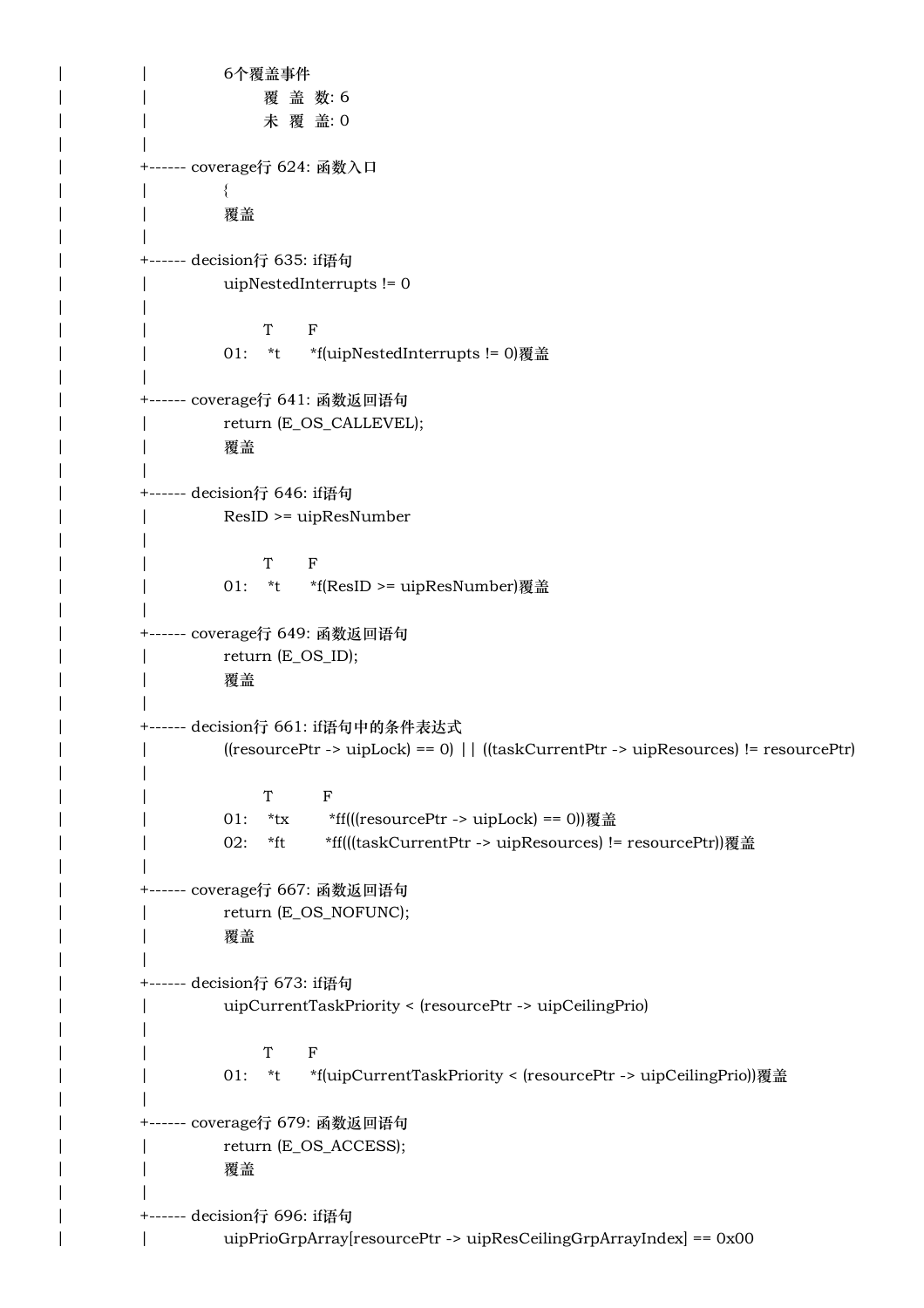```
|          |          6个覆盖事件
|          |                覆 盖 数: 6
|          |                未 覆 盖: 0
|          |
|          +------ coverage行 624: 函数入口
|          |          {
|          |          覆盖
|          |
|          +------ decision行 635: if语句
|          |          uipNestedInterrupts != 0
|          |
|          |                T       F
|          |          01:    *t      *f(uipNestedInterrupts != 0)覆盖
|          |
|          +------ coverage行 641: 函数返回语句
|          |          return (E_OS_CALLEVEL);
|          |          覆盖
|          |
|          +------ decision行 646: if语句
|          |          ResID >= uipResNumber
|          |
|          |                T       F
|          |          01:    *t      *f(ResID >= uipResNumber)覆盖
|          |
|          +------ coverage行 649: 函数返回语句
|          |          return (E_OS_ID);
|          |          覆盖
|          |
|          +------ decision行 661: if语句中的条件表达式
|          |          ((resourcePtr -> uipLock) == 0) || ((taskCurrentPtr -> uipResources) != resourcePtr)
|          |
|          |                T          F
|          |          01:    *tx        *ff(((resourcePtr -> uipLock) == 0))覆盖
|          |          02:    *ft        *ff(((taskCurrentPtr -> uipResources) != resourcePtr))覆盖
|          |
|          +------ coverage行 667: 函数返回语句
|          |          return (E_OS_NOFUNC);
|          |          覆盖
|          |
|          +------ decision行 673: if语句
|          |          uipCurrentTaskPriority < (resourcePtr -> uipCeilingPrio)
|          |
|          |                T       F
|          |          01:    *t      *f(uipCurrentTaskPriority < (resourcePtr -> uipCeilingPrio))覆盖
|          |
|          +------ coverage行 679: 函数返回语句
|          |          return (E_OS_ACCESS);
|          |          覆盖
|          |
|          +------ decision行 696: if语句
|          |          uipPrioGrpArray[resourcePtr -> uipResCeilingGrpArrayIndex] == 0x00
```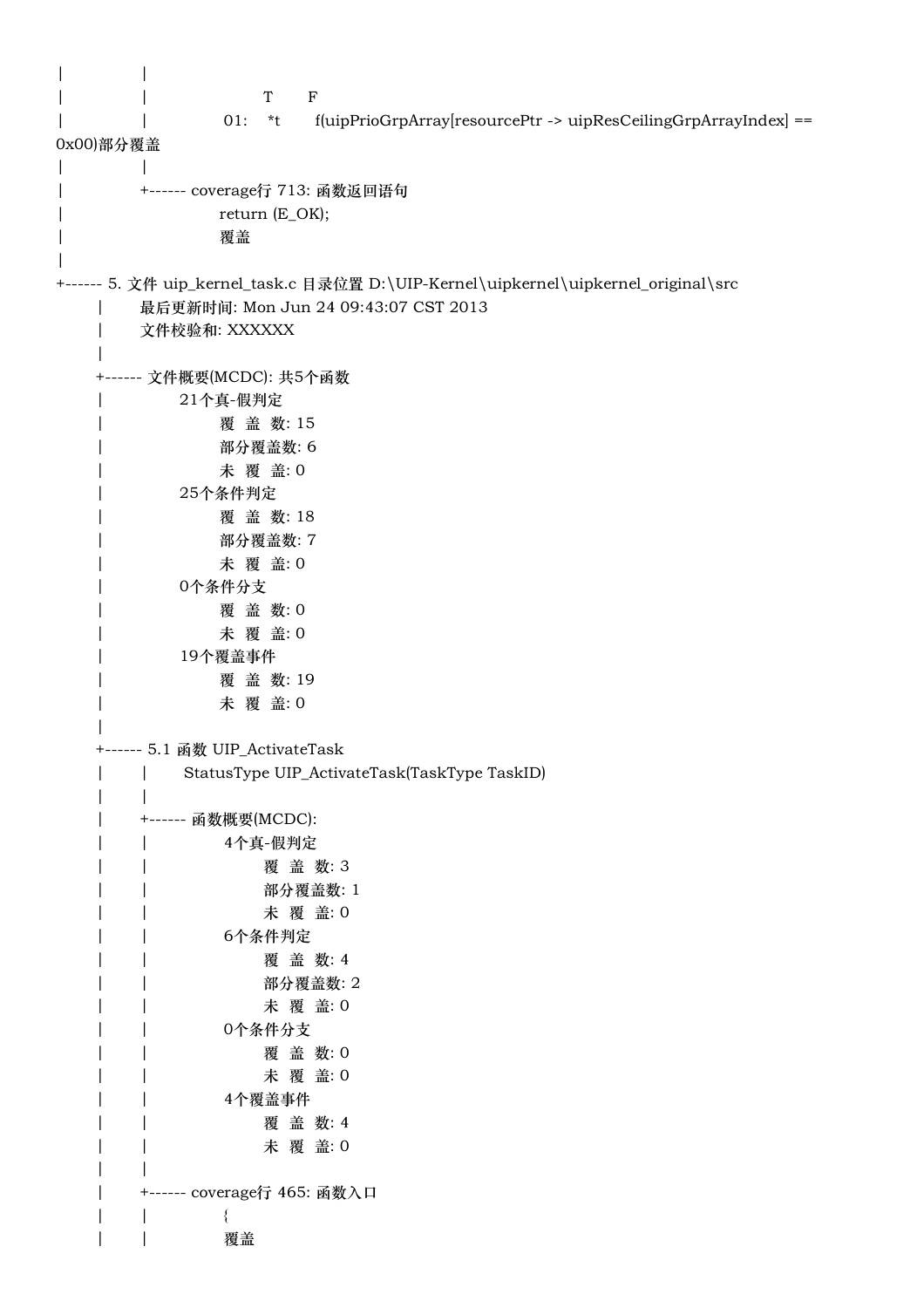```
|              |
|              |                        T       F
|              |              01:    *t       f(uipPrioGrpArray[resourcePtr -> uipResCeilingGrpArrayIndex] ==
0x00)部分覆盖
|              |
|              +------ coverage行 713: 函数返回语句
|                          return (E_OK);
|                          覆盖
|
+------ 5. 文件 uip_kernel_task.c 目录位置 D:\UIP-Kernel\uipkernel\uipkernel_original\src
       |       最后更新时间: Mon Jun 24 09:43:07 CST 2013
       |       文件校验和: XXXXXX
       |
       +------ 文件概要(MCDC): 共5个函数
       |              21个真-假判定
       |                     覆 盖 数: 15
       |                     部分覆盖数: 6
       |                     未 覆 盖: 0
       |              25个条件判定
       |                     覆 盖 数: 18
       |                     部分覆盖数: 7
       |                     未 覆 盖: 0
       |              0个条件分支
       |                     覆 盖 数: 0
       |                     未 覆 盖: 0
       |              19个覆盖事件
       |                     覆 盖 数: 19
       |                     未 覆 盖: 0
       |
       +------ 5.1 函数 UIP_ActivateTask
       |       |       StatusType UIP_ActivateTask(TaskType TaskID)
       |       |
       |       +------ 函数概要(MCDC):
       |       |              4个真-假判定
       |       |                     覆 盖 数: 3
       |       |                     部分覆盖数: 1
       |       |                     未 覆 盖: 0
       |       |              6个条件判定
       |       |                     覆 盖 数: 4
       |       |                     部分覆盖数: 2
       |       |                     未 覆 盖: 0
       |       |              0个条件分支
       |       |                     覆 盖 数: 0
       |       |                     未 覆 盖: 0
       |       |              4个覆盖事件
       |       |                     覆 盖 数: 4
       |       |                     未 覆 盖: 0
       |       |
       |       +------ coverage行 465: 函数入口
       |       |              {
       |       |              覆盖
```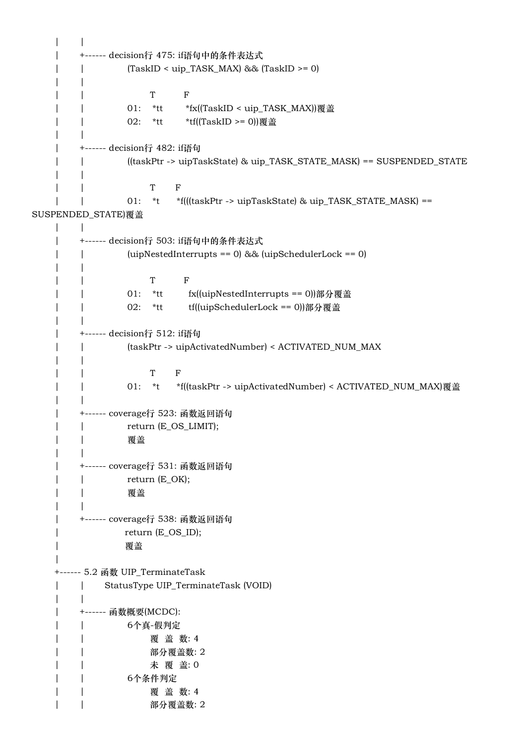```
     |        |
     |        +------ decision行 475: if语句中的条件表达式
     |        |             (TaskID < uip_TASK_MAX) && (TaskID >= 0)
     |        |
     |        |                   T          F
     |        |             01:    *tt         *fx((TaskID < uip_TASK_MAX))覆盖
     |        |             02:    *tt         *tf((TaskID >= 0))覆盖
     |        |
     |        +------ decision行 482: if语句
     |        |             ((taskPtr -> uipTaskState) & uip_TASK_STATE_MASK) == SUSPENDED_STATE
     |        |
     |        |                   T       F
     |        |             01:    *t      *f(((taskPtr -> uipTaskState) & uip_TASK_STATE_MASK) ==
SUSPENDED_STATE)覆盖
     |        |
     |        +------ decision行 503: if语句中的条件表达式
     |        |             (uipNestedInterrupts == 0) && (uipSchedulerLock == 0)
     |        |
     |        |                   T          F
     |        |             01:    *tt         fx((uipNestedInterrupts == 0))部分覆盖
     |        |             02:    *tt         tf((uipSchedulerLock == 0))部分覆盖
     |        |
     |        +------ decision行 512: if语句
     |        |             (taskPtr -> uipActivatedNumber) < ACTIVATED_NUM_MAX
     |        |
     |        |                   T       F
     |        |             01:    *t      *f((taskPtr -> uipActivatedNumber) < ACTIVATED_NUM_MAX)覆盖
     |        |
     |        +------ coverage行 523: 函数返回语句
     |        |             return (E_OS_LIMIT);
     |        |             覆盖
     |        |
     |        +------ coverage行 531: 函数返回语句
     |        |             return (E_OK);
     |        |             覆盖
     |        |
     |        +------ coverage行 538: 函数返回语句
     |                     return (E_OS_ID);
     |                     覆盖
     |
     +------ 5.2 函数 UIP_TerminateTask
     |        |      StatusType UIP_TerminateTask (VOID)
     |        |
     |        +------ 函数概要(MCDC):
     |        |             6个真-假判定
     |        |                   覆 盖 数: 4
     |        |                   部分覆盖数: 2
     |        |                   未 覆 盖: 0
     |        |             6个条件判定
     |        |                   覆 盖 数: 4
     |        |                   部分覆盖数: 2
```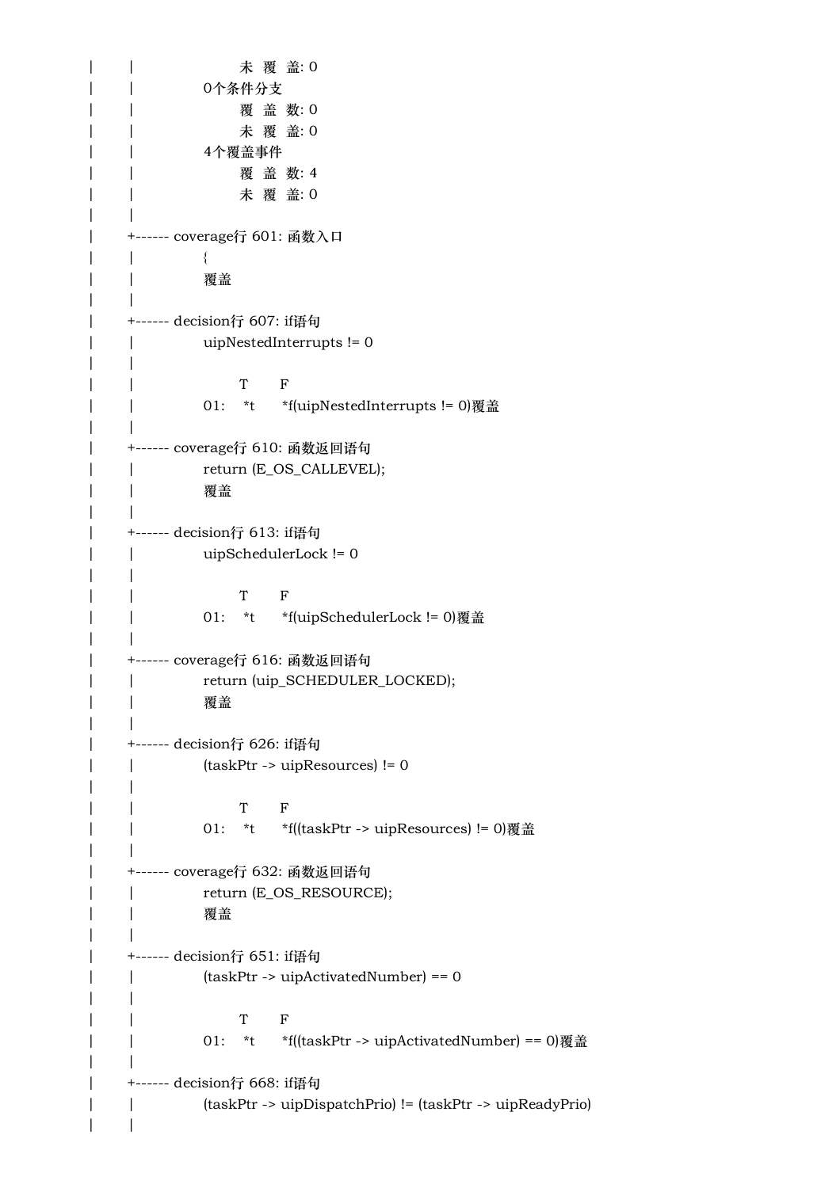```
|       |                   未 覆 盖: 0
|       |              0个条件分支
|       |                   覆 盖 数: 0
|       |                   未 覆 盖: 0
|       |              4个覆盖事件
|       |                   覆 盖 数: 4
|       |                   未 覆 盖: 0
|       |
|       +------ coverage行 601: 函数入口
|       |              {
|       |              覆盖
|       |
|       +------ decision行 607: if语句
|       |              uipNestedInterrupts != 0
|       |
|       |                   T       F
|       |              01:    *t      *f(uipNestedInterrupts != 0)覆盖
|       |
|       +------ coverage行 610: 函数返回语句
|       |              return (E_OS_CALLEVEL);
|       |              覆盖
|       |
|       +------ decision行 613: if语句
|       |              uipSchedulerLock != 0
|       |
|       |                   T       F
|       |              01:    *t      *f(uipSchedulerLock != 0)覆盖
|       |
|       +------ coverage行 616: 函数返回语句
|       |              return (uip_SCHEDULER_LOCKED);
|       |              覆盖
|       |
|       +------ decision行 626: if语句
|       |              (taskPtr -> uipResources) != 0
|       |
|       |                   T       F
|       |              01:    *t      *f((taskPtr -> uipResources) != 0)覆盖
|       |
|       +------ coverage行 632: 函数返回语句
|       |              return (E_OS_RESOURCE);
|       |              覆盖
|       |
|       +------ decision行 651: if语句
|       |              (taskPtr -> uipActivatedNumber) == 0
|       |
|       |                   T       F
|       |              01:    *t      *f((taskPtr -> uipActivatedNumber) == 0)覆盖
|       |
|       +------ decision行 668: if语句
|       |              (taskPtr -> uipDispatchPrio) != (taskPtr -> uipReadyPrio)
|       |
```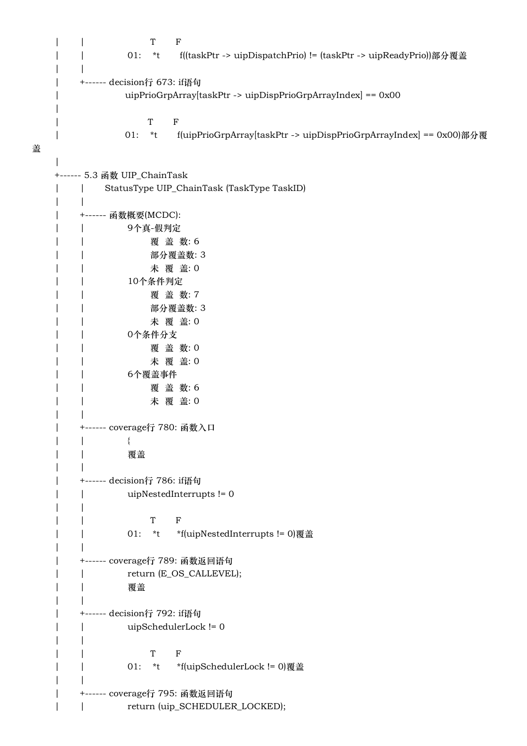```
|       |                    T       F
|       |            01:    *t       f((taskPtr -> uipDispatchPrio) != (taskPtr -> uipReadyPrio))部分覆盖
|       |
|       +------ decision行 673: if语句
|                   uipPrioGrpArray[taskPtr -> uipDispPrioGrpArrayIndex] == 0x00
|
|                          T       F
|                   01:    *t       f(uipPrioGrpArray[taskPtr -> uipDispPrioGrpArrayIndex] == 0x00)部分覆
盖
|
+------ 5.3 函数 UIP_ChainTask
|       |       StatusType UIP_ChainTask (TaskType TaskID)
|       |
|       +------ 函数概要(MCDC):
|       |            9个真-假判定
|       |                   覆  盖  数: 6
|       |                   部分覆盖数: 3
|       |                   未  覆  盖: 0
|       |            10个条件判定
|       |                   覆  盖  数: 7
|       |                   部分覆盖数: 3
|       |                   未  覆  盖: 0
|       |            0个条件分支
|       |                   覆  盖  数: 0
|       |                   未  覆  盖: 0
|       |            6个覆盖事件
|       |                   覆  盖  数: 6
|       |                   未  覆  盖: 0
|       |
|       +------ coverage行 780: 函数入口
|       |            {
|       |            覆盖
|       |
|       +------ decision行 786: if语句
|       |            uipNestedInterrupts != 0
|       |
|       |                   T       F
|       |            01:    *t      *f(uipNestedInterrupts != 0)覆盖
|       |
|       +------ coverage行 789: 函数返回语句
|       |            return (E_OS_CALLEVEL);
|       |            覆盖
|       |
|       +------ decision行 792: if语句
|       |            uipSchedulerLock != 0
|       |
|       |                   T       F
|       |            01:    *t      *f(uipSchedulerLock != 0)覆盖
|       |
|       +------ coverage行 795: 函数返回语句
|       |            return (uip_SCHEDULER_LOCKED);
```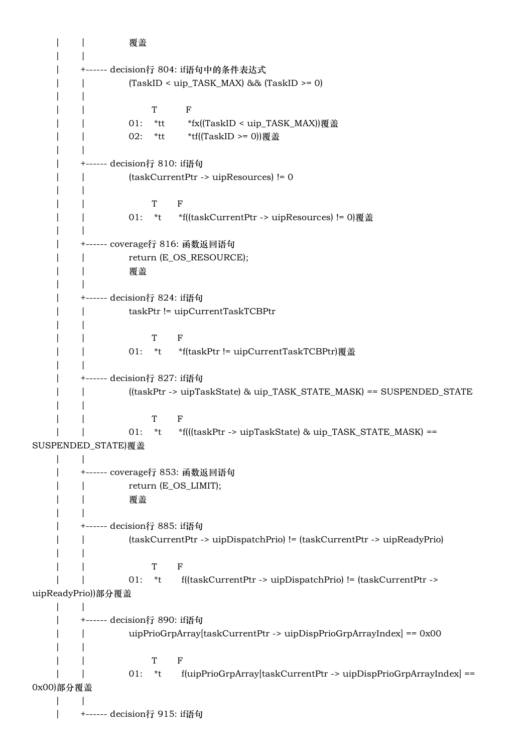```
|       |               覆盖
|       |
|       +------ decision行 804: if语句中的条件表达式
|       |               (TaskID < uip_TASK_MAX) && (TaskID >= 0)
|       |
|       |                       T           F
|       |               01:    *tt         *fx((TaskID < uip_TASK_MAX))覆盖
|       |               02:    *tt         *tf((TaskID >= 0))覆盖
|       |
|       +------ decision行 810: if语句
|       |               (taskCurrentPtr -> uipResources) != 0
|       |
|       |                       T       F
|       |               01:    *t      *f((taskCurrentPtr -> uipResources) != 0)覆盖
|       |
|       +------ coverage行 816: 函数返回语句
|       |               return (E_OS_RESOURCE);
|       |               覆盖
|       |
|       +------ decision行 824: if语句
|       |               taskPtr != uipCurrentTaskTCBPtr
|       |
|       |                       T       F
|       |               01:    *t      *f(taskPtr != uipCurrentTaskTCBPtr)覆盖
|       |
|       +------ decision行 827: if语句
|       |               ((taskPtr -> uipTaskState) & uip_TASK_STATE_MASK) == SUSPENDED_STATE
|       |
|       |                       T       F
|       |               01:    *t      *f(((taskPtr -> uipTaskState) & uip_TASK_STATE_MASK) ==
SUSPENDED_STATE)覆盖
|       |
|       +------ coverage行 853: 函数返回语句
|       |               return (E_OS_LIMIT);
|       |               覆盖
|       |
|       +------ decision行 885: if语句
|       |               (taskCurrentPtr -> uipDispatchPrio) != (taskCurrentPtr -> uipReadyPrio)
|       |
|       |                       T       F
|       |               01:    *t       f((taskCurrentPtr -> uipDispatchPrio) != (taskCurrentPtr ->
uipReadyPrio))部分覆盖
|       |
|       +------ decision行 890: if语句
|       |               uipPrioGrpArray[taskCurrentPtr -> uipDispPrioGrpArrayIndex] == 0x00
|       |
|       |                       T       F
|       |               01:    *t       f(uipPrioGrpArray[taskCurrentPtr -> uipDispPrioGrpArrayIndex] ==
0x00)部分覆盖
|       |
|       +------ decision行 915: if语句
```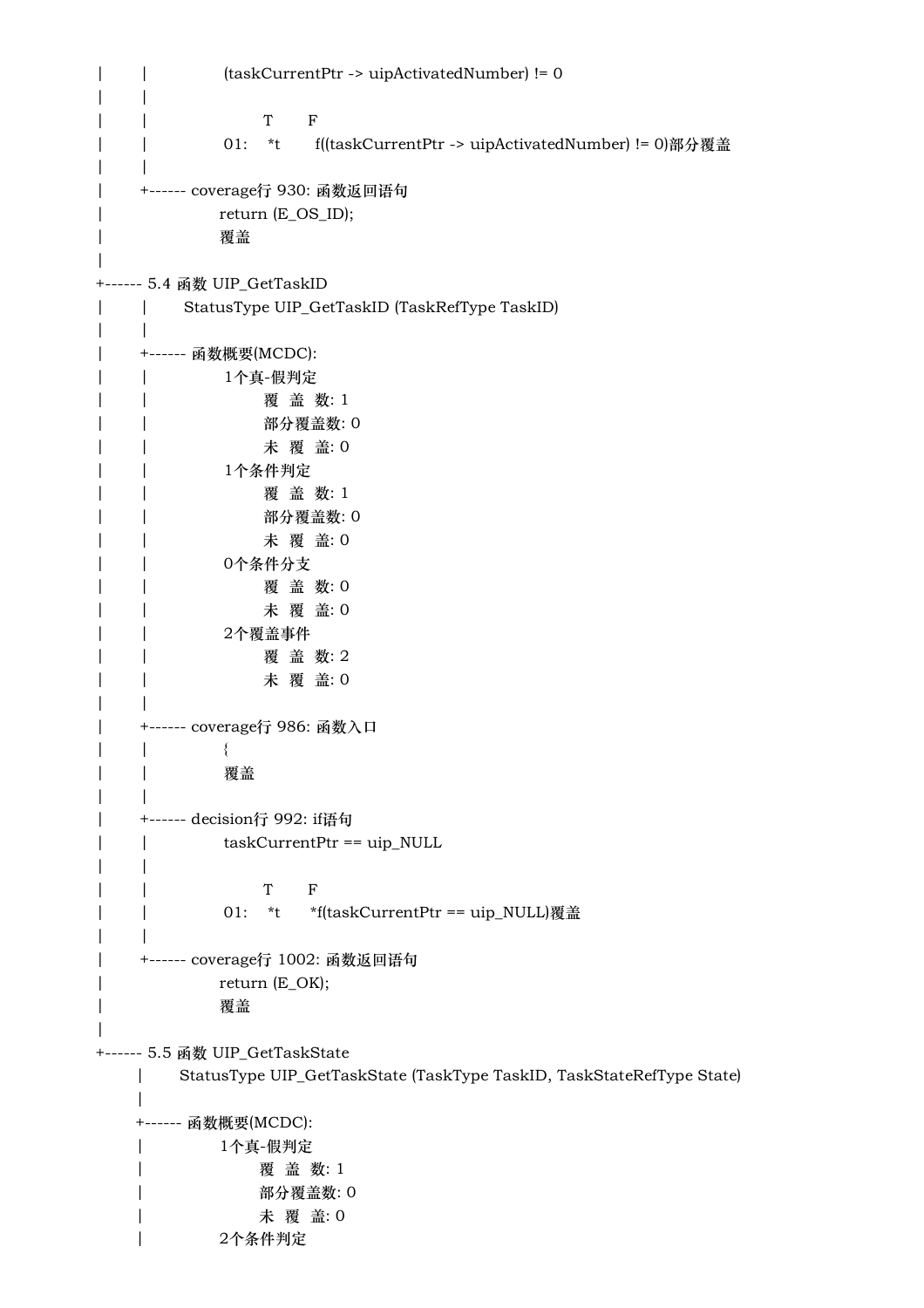```
|       |           (taskCurrentPtr -> uipActivatedNumber) != 0
|       |
|       |                 T      F
|       |           01:   *t     f((taskCurrentPtr -> uipActivatedNumber) != 0)部分覆盖
|       |
|       +------ coverage行 930: 函数返回语句
|                 return (E_OS_ID);
|                 覆盖
|
+------ 5.4 函数 UIP_GetTaskID
|       |     StatusType UIP_GetTaskID (TaskRefType TaskID)
|       |
|       +------ 函数概要(MCDC):
|       |           1个真-假判定
|       |                 覆 盖 数: 1
|       |                 部分覆盖数: 0
|       |                 未 覆 盖: 0
|       |           1个条件判定
|       |                 覆 盖 数: 1
|       |                 部分覆盖数: 0
|       |                 未 覆 盖: 0
|       |           0个条件分支
|       |                 覆 盖 数: 0
|       |                 未 覆 盖: 0
|       |           2个覆盖事件
|       |                 覆 盖 数: 2
|       |                 未 覆 盖: 0
|       |
|       +------ coverage行 986: 函数入口
|       |           {
|       |           覆盖
|       |
|       +------ decision行 992: if语句
|       |           taskCurrentPtr == uip_NULL
|       |
|       |                 T      F
|       |           01:   *t     *f(taskCurrentPtr == uip_NULL)覆盖
|       |
|       +------ coverage行 1002: 函数返回语句
|                 return (E_OK);
|                 覆盖
|
+------ 5.5 函数 UIP_GetTaskState
        |     StatusType UIP_GetTaskState (TaskType TaskID, TaskStateRefType State)
        |
        +------ 函数概要(MCDC):
        |           1个真-假判定
        |                 覆 盖 数: 1
        |                 部分覆盖数: 0
        |                 未 覆 盖: 0
        |           2个条件判定
```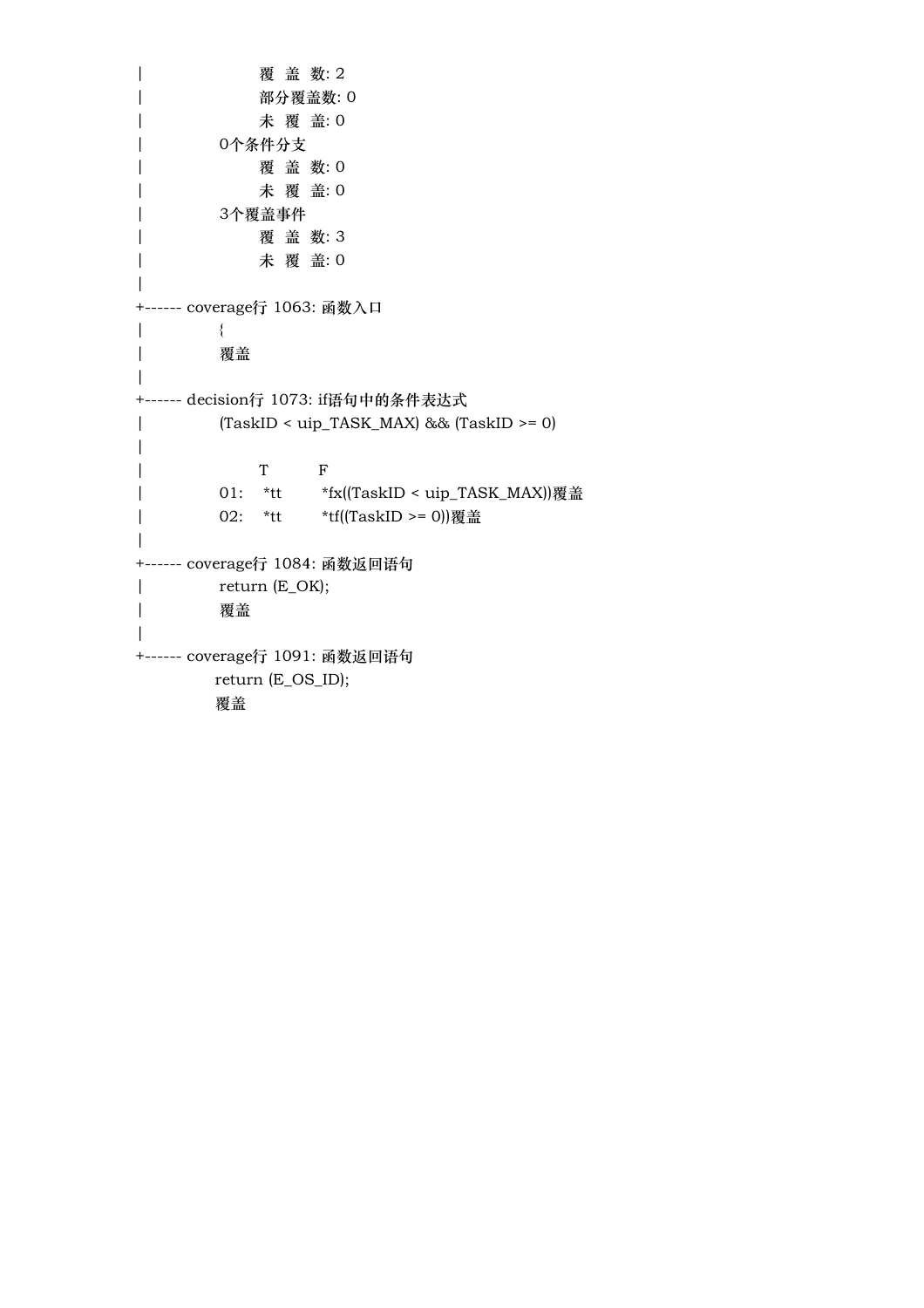```
|                   覆 盖 数: 2
|                   部分覆盖数: 0
|                   未 覆 盖: 0
|             0个条件分支
|                   覆 盖 数: 0
|                   未 覆 盖: 0
|             3个覆盖事件
|                   覆 盖 数: 3
|                   未 覆 盖: 0
|
+------ coverage行 1063: 函数入口
|             {
|             覆盖
|
+------ decision行 1073: if语句中的条件表达式
|             (TaskID < uip_TASK_MAX) && (TaskID >= 0)
|
|                   T         F
|             01:   *tt       *fx((TaskID < uip_TASK_MAX))覆盖
|             02:   *tt       *tf((TaskID >= 0))覆盖
|
+------ coverage行 1084: 函数返回语句
|             return (E_OK);
|             覆盖
|
+------ coverage行 1091: 函数返回语句
              return (E_OS_ID);
              覆盖
```